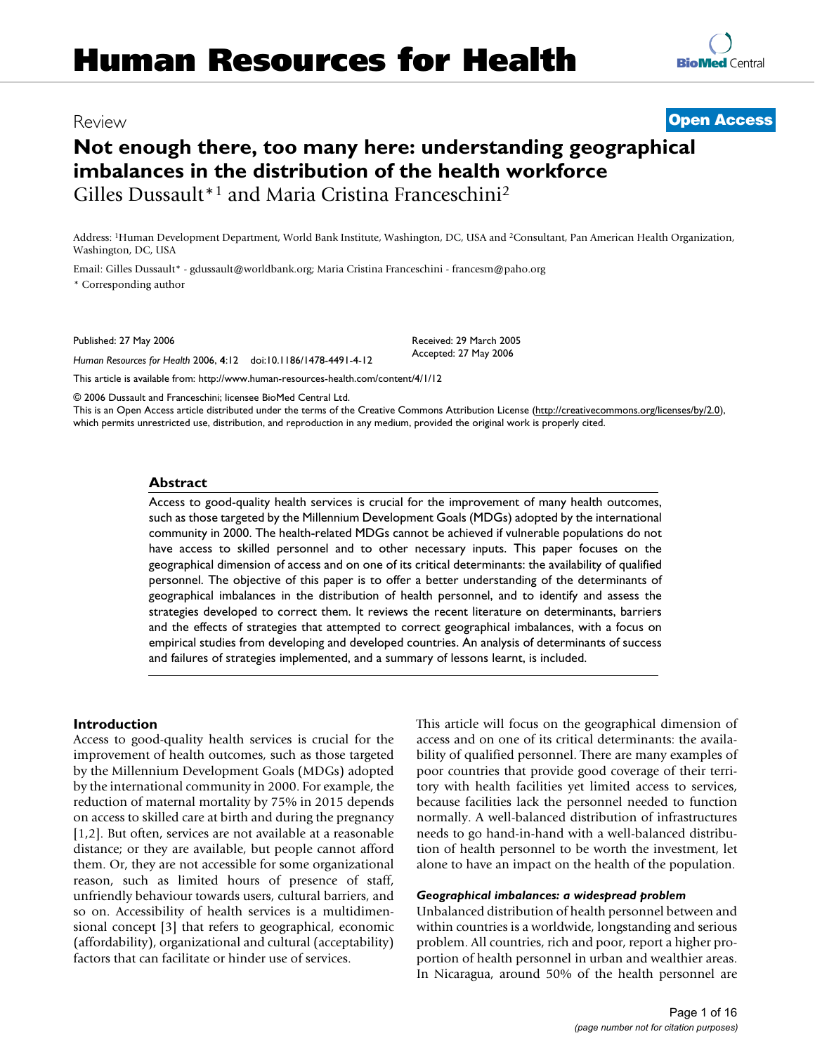Review **Open Access**

# Not enough there, too many here: understanding geographical imbalances in the distribution of the health workforce

Gilles Dussault*[1] and Maria Cristina Franceschini[2]

Address: [1]Human Development Department, World Bank Institute, Washington, DC, USA and [2]Consultant, Pan American Health Organization, Washington, DC, USA

Email: Gilles Dussault* - gdussault@worldbank.org; Maria Cristina Franceschini - francesm@paho.org

* Corresponding author

Published: 27 May 2006

*Human Resources for Health* 2006, **4**:12 doi:10.1186/1478-4491-4-12

Received: 29 March 2005
Accepted: 27 May 2006

This article is available from: http://www.human-resources-health.com/content/4/1/12

© 2006 Dussault and Franceschini; licensee BioMed Central Ltd.
This is an Open Access article distributed under the terms of the Creative Commons Attribution License (http://creativecommons.org/licenses/by/2.0), which permits unrestricted use, distribution, and reproduction in any medium, provided the original work is properly cited.

## Abstract

Access to good-quality health services is crucial for the improvement of many health outcomes, such as those targeted by the Millennium Development Goals (MDGs) adopted by the international community in 2000. The health-related MDGs cannot be achieved if vulnerable populations do not have access to skilled personnel and to other necessary inputs. This paper focuses on the geographical dimension of access and on one of its critical determinants: the availability of qualified personnel. The objective of this paper is to offer a better understanding of the determinants of geographical imbalances in the distribution of health personnel, and to identify and assess the strategies developed to correct them. It reviews the recent literature on determinants, barriers and the effects of strategies that attempted to correct geographical imbalances, with a focus on empirical studies from developing and developed countries. An analysis of determinants of success and failures of strategies implemented, and a summary of lessons learnt, is included.

## Introduction

Access to good-quality health services is crucial for the improvement of health outcomes, such as those targeted by the Millennium Development Goals (MDGs) adopted by the international community in 2000. For example, the reduction of maternal mortality by 75% in 2015 depends on access to skilled care at birth and during the pregnancy [1,2]. But often, services are not available at a reasonable distance; or they are available, but people cannot afford them. Or, they are not accessible for some organizational reason, such as limited hours of presence of staff, unfriendly behaviour towards users, cultural barriers, and so on. Accessibility of health services is a multidimensional concept [3] that refers to geographical, economic (affordability), organizational and cultural (acceptability) factors that can facilitate or hinder use of services.

This article will focus on the geographical dimension of access and on one of its critical determinants: the availability of qualified personnel. There are many examples of poor countries that provide good coverage of their territory with health facilities yet limited access to services, because facilities lack the personnel needed to function normally. A well-balanced distribution of infrastructures needs to go hand-in-hand with a well-balanced distribution of health personnel to be worth the investment, let alone to have an impact on the health of the population.

### *Geographical imbalances: a widespread problem*

Unbalanced distribution of health personnel between and within countries is a worldwide, longstanding and serious problem. All countries, rich and poor, report a higher proportion of health personnel in urban and wealthier areas. In Nicaragua, around 50% of the health personnel are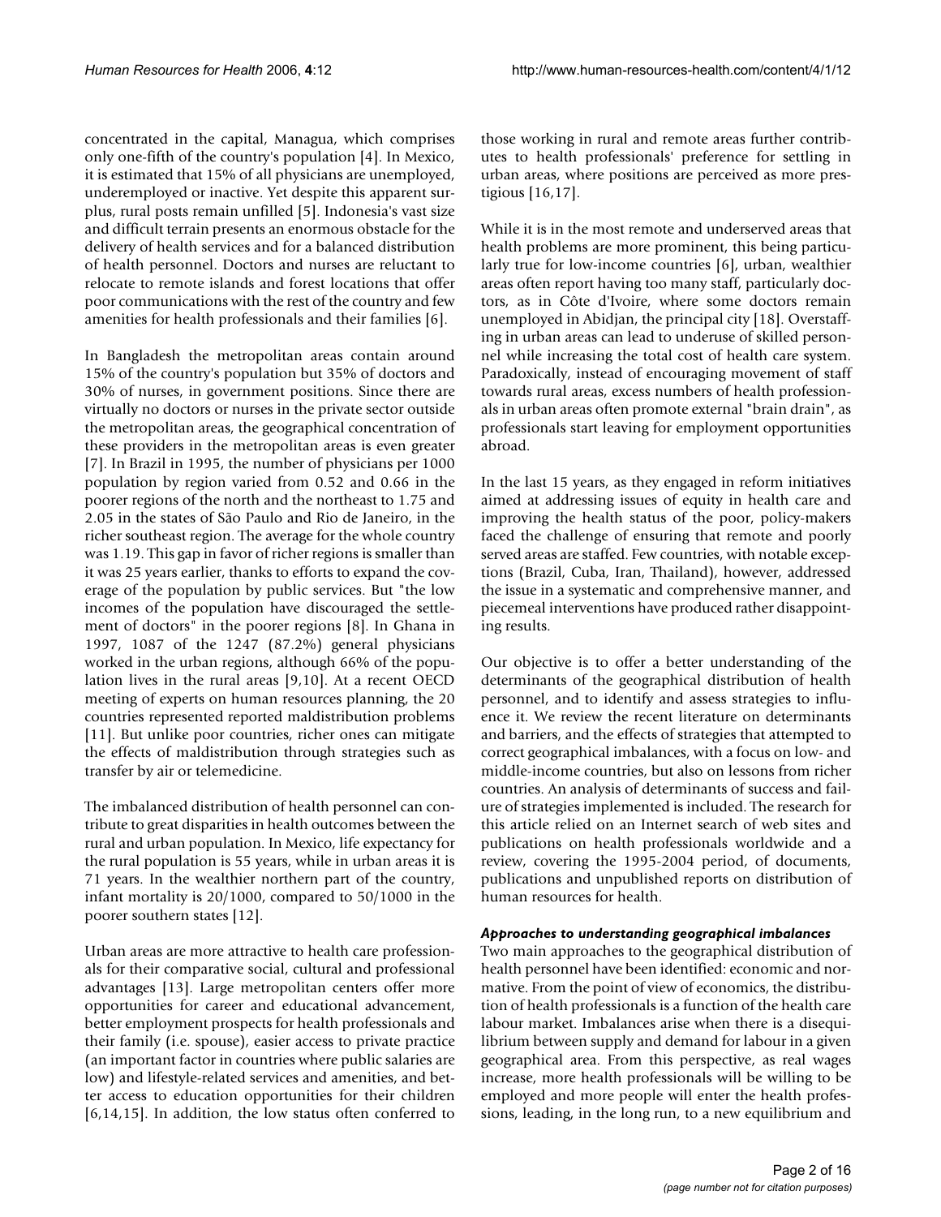concentrated in the capital, Managua, which comprises only one-fifth of the country's population [4]. In Mexico, it is estimated that 15% of all physicians are unemployed, underemployed or inactive. Yet despite this apparent surplus, rural posts remain unfilled [5]. Indonesia's vast size and difficult terrain presents an enormous obstacle for the delivery of health services and for a balanced distribution of health personnel. Doctors and nurses are reluctant to relocate to remote islands and forest locations that offer poor communications with the rest of the country and few amenities for health professionals and their families [6].

In Bangladesh the metropolitan areas contain around 15% of the country's population but 35% of doctors and 30% of nurses, in government positions. Since there are virtually no doctors or nurses in the private sector outside the metropolitan areas, the geographical concentration of these providers in the metropolitan areas is even greater [7]. In Brazil in 1995, the number of physicians per 1000 population by region varied from 0.52 and 0.66 in the poorer regions of the north and the northeast to 1.75 and 2.05 in the states of São Paulo and Rio de Janeiro, in the richer southeast region. The average for the whole country was 1.19. This gap in favor of richer regions is smaller than it was 25 years earlier, thanks to efforts to expand the coverage of the population by public services. But "the low incomes of the population have discouraged the settlement of doctors" in the poorer regions [8]. In Ghana in 1997, 1087 of the 1247 (87.2%) general physicians worked in the urban regions, although 66% of the population lives in the rural areas [9,10]. At a recent OECD meeting of experts on human resources planning, the 20 countries represented reported maldistribution problems [11]. But unlike poor countries, richer ones can mitigate the effects of maldistribution through strategies such as transfer by air or telemedicine.

The imbalanced distribution of health personnel can contribute to great disparities in health outcomes between the rural and urban population. In Mexico, life expectancy for the rural population is 55 years, while in urban areas it is 71 years. In the wealthier northern part of the country, infant mortality is 20/1000, compared to 50/1000 in the poorer southern states [12].

Urban areas are more attractive to health care professionals for their comparative social, cultural and professional advantages [13]. Large metropolitan centers offer more opportunities for career and educational advancement, better employment prospects for health professionals and their family (i.e. spouse), easier access to private practice (an important factor in countries where public salaries are low) and lifestyle-related services and amenities, and better access to education opportunities for their children [6,14,15]. In addition, the low status often conferred to those working in rural and remote areas further contributes to health professionals' preference for settling in urban areas, where positions are perceived as more prestigious [16,17].

While it is in the most remote and underserved areas that health problems are more prominent, this being particularly true for low-income countries [6], urban, wealthier areas often report having too many staff, particularly doctors, as in Côte d'Ivoire, where some doctors remain unemployed in Abidjan, the principal city [18]. Overstaffing in urban areas can lead to underuse of skilled personnel while increasing the total cost of health care system. Paradoxically, instead of encouraging movement of staff towards rural areas, excess numbers of health professionals in urban areas often promote external "brain drain", as professionals start leaving for employment opportunities abroad.

In the last 15 years, as they engaged in reform initiatives aimed at addressing issues of equity in health care and improving the health status of the poor, policy-makers faced the challenge of ensuring that remote and poorly served areas are staffed. Few countries, with notable exceptions (Brazil, Cuba, Iran, Thailand), however, addressed the issue in a systematic and comprehensive manner, and piecemeal interventions have produced rather disappointing results.

Our objective is to offer a better understanding of the determinants of the geographical distribution of health personnel, and to identify and assess strategies to influence it. We review the recent literature on determinants and barriers, and the effects of strategies that attempted to correct geographical imbalances, with a focus on low- and middle-income countries, but also on lessons from richer countries. An analysis of determinants of success and failure of strategies implemented is included. The research for this article relied on an Internet search of web sites and publications on health professionals worldwide and a review, covering the 1995-2004 period, of documents, publications and unpublished reports on distribution of human resources for health.

### *Approaches to understanding geographical imbalances*

Two main approaches to the geographical distribution of health personnel have been identified: economic and normative. From the point of view of economics, the distribution of health professionals is a function of the health care labour market. Imbalances arise when there is a disequilibrium between supply and demand for labour in a given geographical area. From this perspective, as real wages increase, more health professionals will be willing to be employed and more people will enter the health professions, leading, in the long run, to a new equilibrium and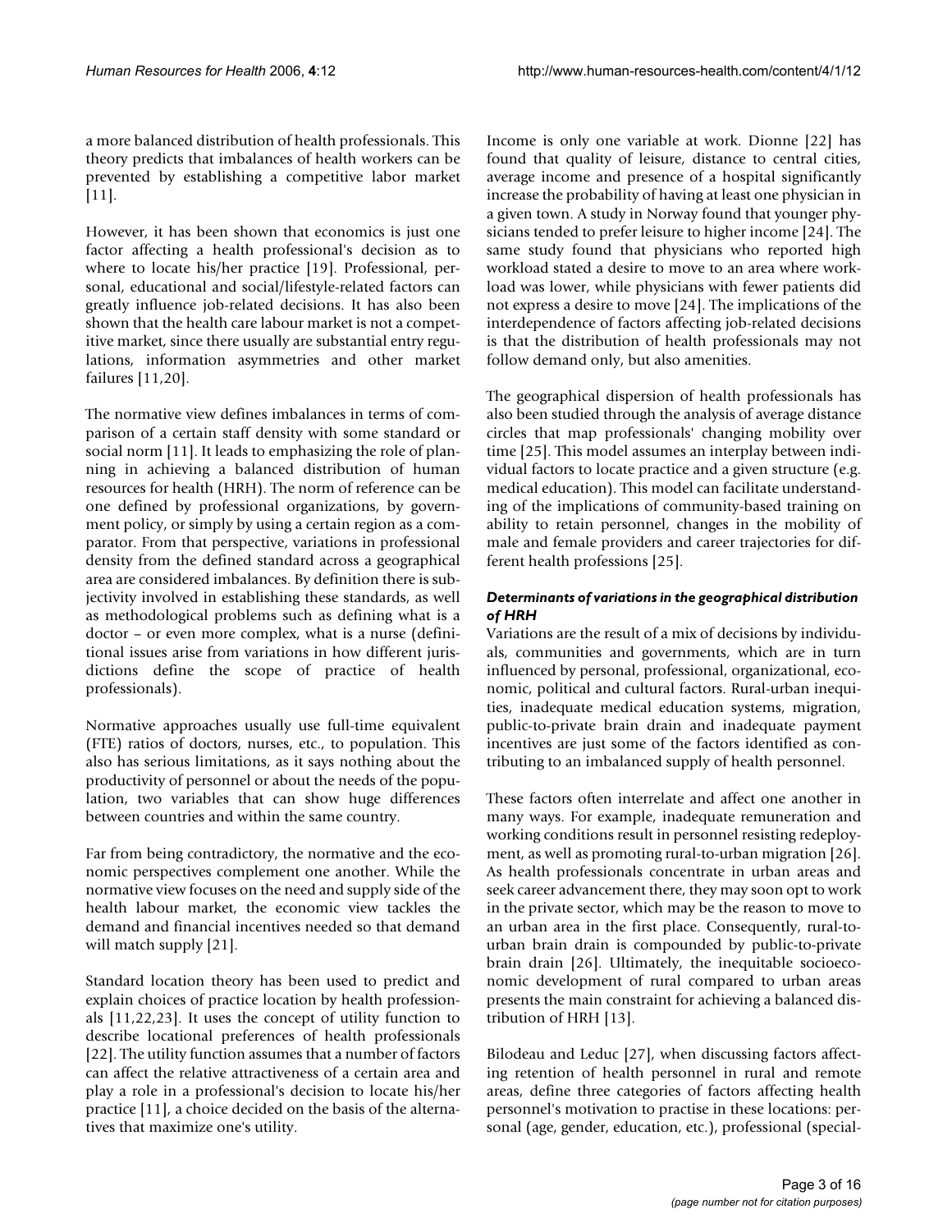a more balanced distribution of health professionals. This theory predicts that imbalances of health workers can be prevented by establishing a competitive labor market [11].

However, it has been shown that economics is just one factor affecting a health professional's decision as to where to locate his/her practice [19]. Professional, personal, educational and social/lifestyle-related factors can greatly influence job-related decisions. It has also been shown that the health care labour market is not a competitive market, since there usually are substantial entry regulations, information asymmetries and other market failures [11,20].

The normative view defines imbalances in terms of comparison of a certain staff density with some standard or social norm [11]. It leads to emphasizing the role of planning in achieving a balanced distribution of human resources for health (HRH). The norm of reference can be one defined by professional organizations, by government policy, or simply by using a certain region as a comparator. From that perspective, variations in professional density from the defined standard across a geographical area are considered imbalances. By definition there is subjectivity involved in establishing these standards, as well as methodological problems such as defining what is a doctor – or even more complex, what is a nurse (definitional issues arise from variations in how different jurisdictions define the scope of practice of health professionals).

Normative approaches usually use full-time equivalent (FTE) ratios of doctors, nurses, etc., to population. This also has serious limitations, as it says nothing about the productivity of personnel or about the needs of the population, two variables that can show huge differences between countries and within the same country.

Far from being contradictory, the normative and the economic perspectives complement one another. While the normative view focuses on the need and supply side of the health labour market, the economic view tackles the demand and financial incentives needed so that demand will match supply [21].

Standard location theory has been used to predict and explain choices of practice location by health professionals [11,22,23]. It uses the concept of utility function to describe locational preferences of health professionals [22]. The utility function assumes that a number of factors can affect the relative attractiveness of a certain area and play a role in a professional's decision to locate his/her practice [11], a choice decided on the basis of the alternatives that maximize one's utility.

Income is only one variable at work. Dionne [22] has found that quality of leisure, distance to central cities, average income and presence of a hospital significantly increase the probability of having at least one physician in a given town. A study in Norway found that younger physicians tended to prefer leisure to higher income [24]. The same study found that physicians who reported high workload stated a desire to move to an area where workload was lower, while physicians with fewer patients did not express a desire to move [24]. The implications of the interdependence of factors affecting job-related decisions is that the distribution of health professionals may not follow demand only, but also amenities.

The geographical dispersion of health professionals has also been studied through the analysis of average distance circles that map professionals' changing mobility over time [25]. This model assumes an interplay between individual factors to locate practice and a given structure (e.g. medical education). This model can facilitate understanding of the implications of community-based training on ability to retain personnel, changes in the mobility of male and female providers and career trajectories for different health professions [25].

### *Determinants of variations in the geographical distribution of HRH*

Variations are the result of a mix of decisions by individuals, communities and governments, which are in turn influenced by personal, professional, organizational, economic, political and cultural factors. Rural-urban inequities, inadequate medical education systems, migration, public-to-private brain drain and inadequate payment incentives are just some of the factors identified as contributing to an imbalanced supply of health personnel.

These factors often interrelate and affect one another in many ways. For example, inadequate remuneration and working conditions result in personnel resisting redeployment, as well as promoting rural-to-urban migration [26]. As health professionals concentrate in urban areas and seek career advancement there, they may soon opt to work in the private sector, which may be the reason to move to an urban area in the first place. Consequently, rural-to-urban brain drain is compounded by public-to-private brain drain [26]. Ultimately, the inequitable socioeconomic development of rural compared to urban areas presents the main constraint for achieving a balanced distribution of HRH [13].

Bilodeau and Leduc [27], when discussing factors affecting retention of health personnel in rural and remote areas, define three categories of factors affecting health personnel's motivation to practise in these locations: personal (age, gender, education, etc.), professional (special-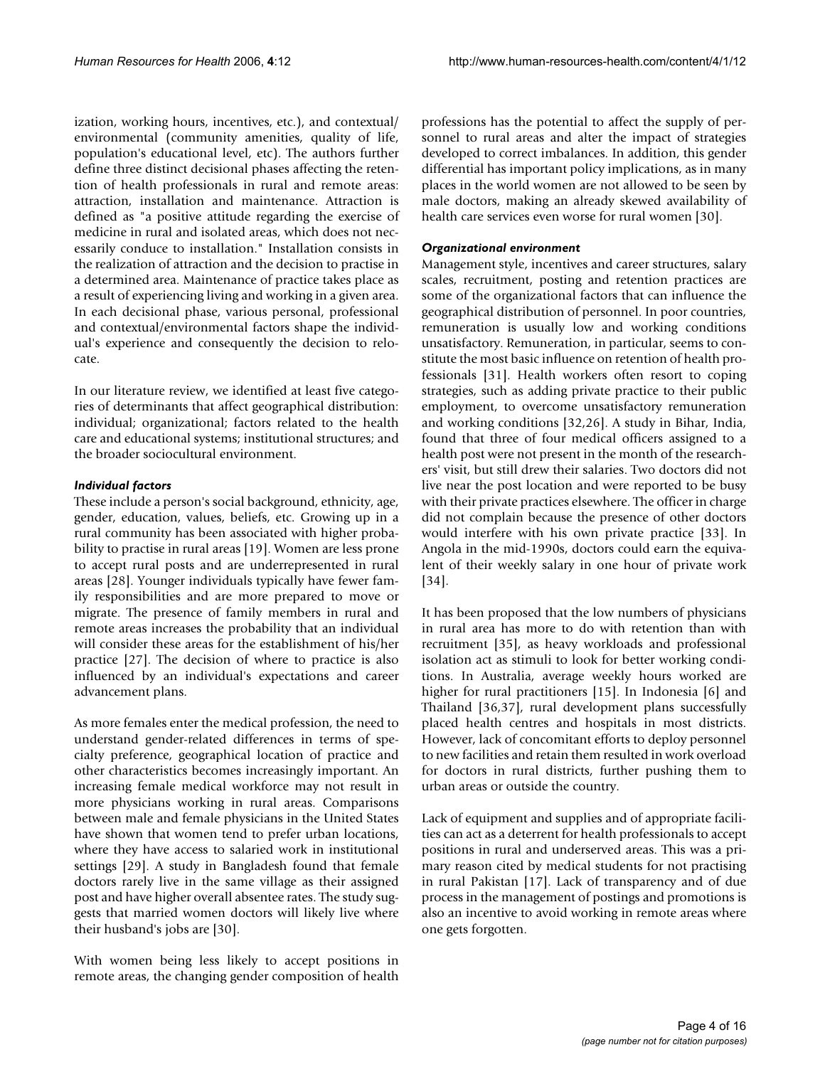ization, working hours, incentives, etc.), and contextual/environmental (community amenities, quality of life, population's educational level, etc). The authors further define three distinct decisional phases affecting the retention of health professionals in rural and remote areas: attraction, installation and maintenance. Attraction is defined as "a positive attitude regarding the exercise of medicine in rural and isolated areas, which does not necessarily conduce to installation." Installation consists in the realization of attraction and the decision to practise in a determined area. Maintenance of practice takes place as a result of experiencing living and working in a given area. In each decisional phase, various personal, professional and contextual/environmental factors shape the individual's experience and consequently the decision to relocate.

In our literature review, we identified at least five categories of determinants that affect geographical distribution: individual; organizational; factors related to the health care and educational systems; institutional structures; and the broader sociocultural environment.

### *Individual factors*

These include a person's social background, ethnicity, age, gender, education, values, beliefs, etc. Growing up in a rural community has been associated with higher probability to practise in rural areas [19]. Women are less prone to accept rural posts and are underrepresented in rural areas [28]. Younger individuals typically have fewer family responsibilities and are more prepared to move or migrate. The presence of family members in rural and remote areas increases the probability that an individual will consider these areas for the establishment of his/her practice [27]. The decision of where to practice is also influenced by an individual's expectations and career advancement plans.

As more females enter the medical profession, the need to understand gender-related differences in terms of specialty preference, geographical location of practice and other characteristics becomes increasingly important. An increasing female medical workforce may not result in more physicians working in rural areas. Comparisons between male and female physicians in the United States have shown that women tend to prefer urban locations, where they have access to salaried work in institutional settings [29]. A study in Bangladesh found that female doctors rarely live in the same village as their assigned post and have higher overall absentee rates. The study suggests that married women doctors will likely live where their husband's jobs are [30].

With women being less likely to accept positions in remote areas, the changing gender composition of health professions has the potential to affect the supply of personnel to rural areas and alter the impact of strategies developed to correct imbalances. In addition, this gender differential has important policy implications, as in many places in the world women are not allowed to be seen by male doctors, making an already skewed availability of health care services even worse for rural women [30].

### *Organizational environment*

Management style, incentives and career structures, salary scales, recruitment, posting and retention practices are some of the organizational factors that can influence the geographical distribution of personnel. In poor countries, remuneration is usually low and working conditions unsatisfactory. Remuneration, in particular, seems to constitute the most basic influence on retention of health professionals [31]. Health workers often resort to coping strategies, such as adding private practice to their public employment, to overcome unsatisfactory remuneration and working conditions [32,26]. A study in Bihar, India, found that three of four medical officers assigned to a health post were not present in the month of the researchers' visit, but still drew their salaries. Two doctors did not live near the post location and were reported to be busy with their private practices elsewhere. The officer in charge did not complain because the presence of other doctors would interfere with his own private practice [33]. In Angola in the mid-1990s, doctors could earn the equivalent of their weekly salary in one hour of private work [34].

It has been proposed that the low numbers of physicians in rural area has more to do with retention than with recruitment [35], as heavy workloads and professional isolation act as stimuli to look for better working conditions. In Australia, average weekly hours worked are higher for rural practitioners [15]. In Indonesia [6] and Thailand [36,37], rural development plans successfully placed health centres and hospitals in most districts. However, lack of concomitant efforts to deploy personnel to new facilities and retain them resulted in work overload for doctors in rural districts, further pushing them to urban areas or outside the country.

Lack of equipment and supplies and of appropriate facilities can act as a deterrent for health professionals to accept positions in rural and underserved areas. This was a primary reason cited by medical students for not practising in rural Pakistan [17]. Lack of transparency and of due process in the management of postings and promotions is also an incentive to avoid working in remote areas where one gets forgotten.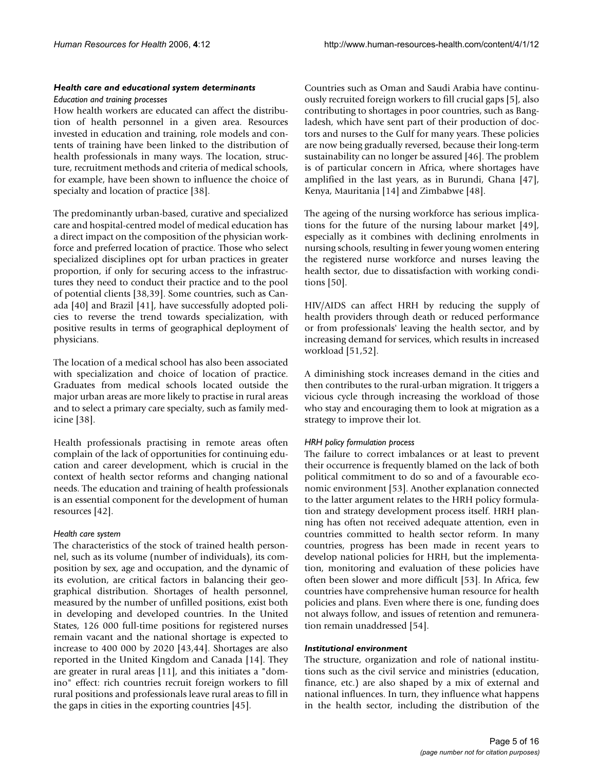#### *Health care and educational system determinants*

*Education and training processes*

How health workers are educated can affect the distribution of health personnel in a given area. Resources invested in education and training, role models and contents of training have been linked to the distribution of health professionals in many ways. The location, structure, recruitment methods and criteria of medical schools, for example, have been shown to influence the choice of specialty and location of practice [38].

The predominantly urban-based, curative and specialized care and hospital-centred model of medical education has a direct impact on the composition of the physician workforce and preferred location of practice. Those who select specialized disciplines opt for urban practices in greater proportion, if only for securing access to the infrastructures they need to conduct their practice and to the pool of potential clients [38,39]. Some countries, such as Canada [40] and Brazil [41], have successfully adopted policies to reverse the trend towards specialization, with positive results in terms of geographical deployment of physicians.

The location of a medical school has also been associated with specialization and choice of location of practice. Graduates from medical schools located outside the major urban areas are more likely to practise in rural areas and to select a primary care specialty, such as family medicine [38].

Health professionals practising in remote areas often complain of the lack of opportunities for continuing education and career development, which is crucial in the context of health sector reforms and changing national needs. The education and training of health professionals is an essential component for the development of human resources [42].

*Health care system*

The characteristics of the stock of trained health personnel, such as its volume (number of individuals), its composition by sex, age and occupation, and the dynamic of its evolution, are critical factors in balancing their geographical distribution. Shortages of health personnel, measured by the number of unfilled positions, exist both in developing and developed countries. In the United States, 126 000 full-time positions for registered nurses remain vacant and the national shortage is expected to increase to 400 000 by 2020 [43,44]. Shortages are also reported in the United Kingdom and Canada [14]. They are greater in rural areas [11], and this initiates a "domino" effect: rich countries recruit foreign workers to fill rural positions and professionals leave rural areas to fill in the gaps in cities in the exporting countries [45].

Countries such as Oman and Saudi Arabia have continuously recruited foreign workers to fill crucial gaps [5], also contributing to shortages in poor countries, such as Bangladesh, which have sent part of their production of doctors and nurses to the Gulf for many years. These policies are now being gradually reversed, because their long-term sustainability can no longer be assured [46]. The problem is of particular concern in Africa, where shortages have amplified in the last years, as in Burundi, Ghana [47], Kenya, Mauritania [14] and Zimbabwe [48].

The ageing of the nursing workforce has serious implications for the future of the nursing labour market [49], especially as it combines with declining enrolments in nursing schools, resulting in fewer young women entering the registered nurse workforce and nurses leaving the health sector, due to dissatisfaction with working conditions [50].

HIV/AIDS can affect HRH by reducing the supply of health providers through death or reduced performance or from professionals' leaving the health sector, and by increasing demand for services, which results in increased workload [51,52].

A diminishing stock increases demand in the cities and then contributes to the rural-urban migration. It triggers a vicious cycle through increasing the workload of those who stay and encouraging them to look at migration as a strategy to improve their lot.

*HRH policy formulation process*

The failure to correct imbalances or at least to prevent their occurrence is frequently blamed on the lack of both political commitment to do so and of a favourable economic environment [53]. Another explanation connected to the latter argument relates to the HRH policy formulation and strategy development process itself. HRH planning has often not received adequate attention, even in countries committed to health sector reform. In many countries, progress has been made in recent years to develop national policies for HRH, but the implementation, monitoring and evaluation of these policies have often been slower and more difficult [53]. In Africa, few countries have comprehensive human resource for health policies and plans. Even where there is one, funding does not always follow, and issues of retention and remuneration remain unaddressed [54].

#### *Institutional environment*

The structure, organization and role of national institutions such as the civil service and ministries (education, finance, etc.) are also shaped by a mix of external and national influences. In turn, they influence what happens in the health sector, including the distribution of the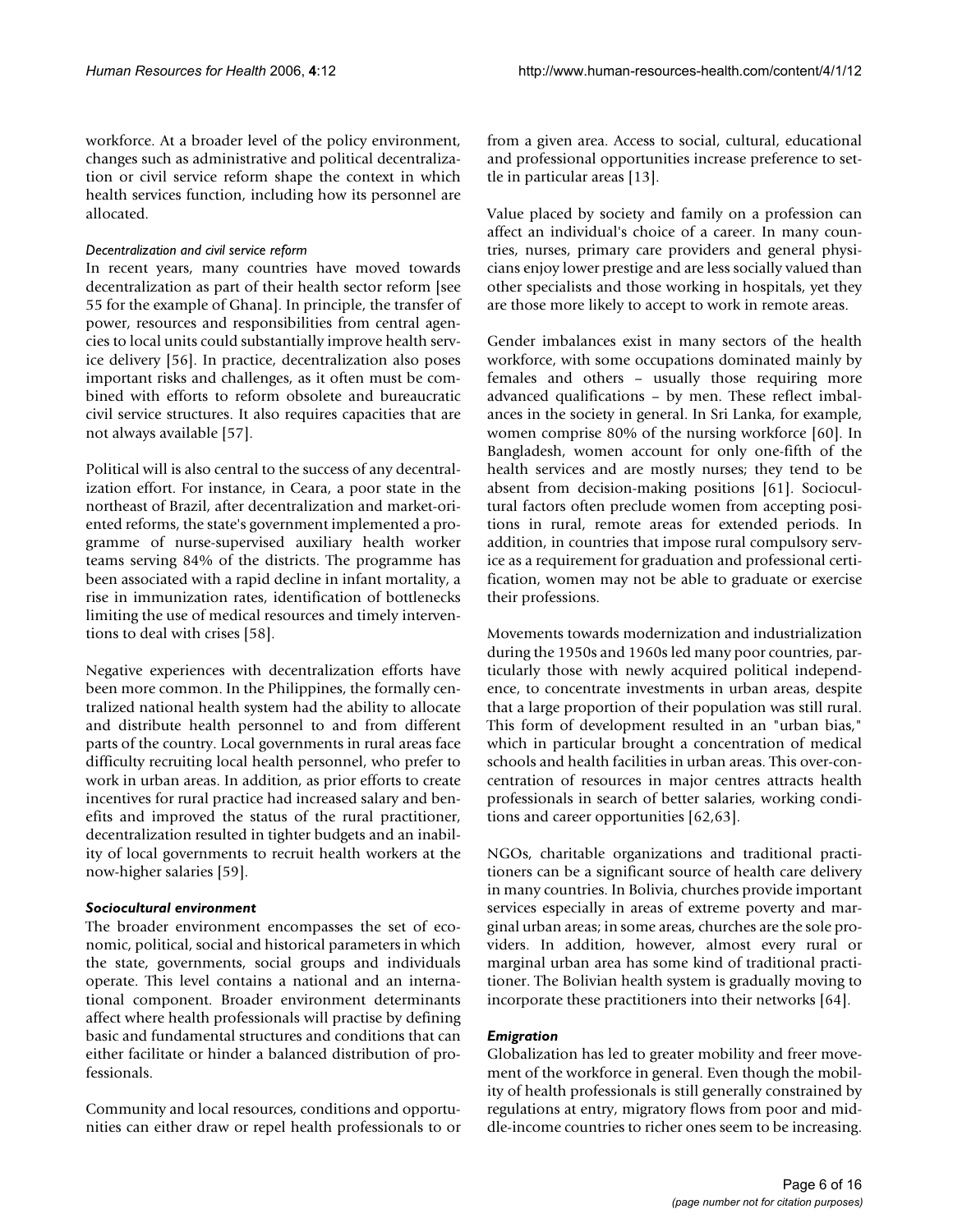workforce. At a broader level of the policy environment, changes such as administrative and political decentralization or civil service reform shape the context in which health services function, including how its personnel are allocated.

*Decentralization and civil service reform*

In recent years, many countries have moved towards decentralization as part of their health sector reform [see 55 for the example of Ghana]. In principle, the transfer of power, resources and responsibilities from central agencies to local units could substantially improve health service delivery [56]. In practice, decentralization also poses important risks and challenges, as it often must be combined with efforts to reform obsolete and bureaucratic civil service structures. It also requires capacities that are not always available [57].

Political will is also central to the success of any decentralization effort. For instance, in Ceara, a poor state in the northeast of Brazil, after decentralization and market-oriented reforms, the state's government implemented a programme of nurse-supervised auxiliary health worker teams serving 84% of the districts. The programme has been associated with a rapid decline in infant mortality, a rise in immunization rates, identification of bottlenecks limiting the use of medical resources and timely interventions to deal with crises [58].

Negative experiences with decentralization efforts have been more common. In the Philippines, the formally centralized national health system had the ability to allocate and distribute health personnel to and from different parts of the country. Local governments in rural areas face difficulty recruiting local health personnel, who prefer to work in urban areas. In addition, as prior efforts to create incentives for rural practice had increased salary and benefits and improved the status of the rural practitioner, decentralization resulted in tighter budgets and an inability of local governments to recruit health workers at the now-higher salaries [59].

### *Sociocultural environment*

The broader environment encompasses the set of economic, political, social and historical parameters in which the state, governments, social groups and individuals operate. This level contains a national and an international component. Broader environment determinants affect where health professionals will practise by defining basic and fundamental structures and conditions that can either facilitate or hinder a balanced distribution of professionals.

Community and local resources, conditions and opportunities can either draw or repel health professionals to or from a given area. Access to social, cultural, educational and professional opportunities increase preference to settle in particular areas [13].

Value placed by society and family on a profession can affect an individual's choice of a career. In many countries, nurses, primary care providers and general physicians enjoy lower prestige and are less socially valued than other specialists and those working in hospitals, yet they are those more likely to accept to work in remote areas.

Gender imbalances exist in many sectors of the health workforce, with some occupations dominated mainly by females and others – usually those requiring more advanced qualifications – by men. These reflect imbalances in the society in general. In Sri Lanka, for example, women comprise 80% of the nursing workforce [60]. In Bangladesh, women account for only one-fifth of the health services and are mostly nurses; they tend to be absent from decision-making positions [61]. Sociocultural factors often preclude women from accepting positions in rural, remote areas for extended periods. In addition, in countries that impose rural compulsory service as a requirement for graduation and professional certification, women may not be able to graduate or exercise their professions.

Movements towards modernization and industrialization during the 1950s and 1960s led many poor countries, particularly those with newly acquired political independence, to concentrate investments in urban areas, despite that a large proportion of their population was still rural. This form of development resulted in an "urban bias," which in particular brought a concentration of medical schools and health facilities in urban areas. This over-concentration of resources in major centres attracts health professionals in search of better salaries, working conditions and career opportunities [62,63].

NGOs, charitable organizations and traditional practitioners can be a significant source of health care delivery in many countries. In Bolivia, churches provide important services especially in areas of extreme poverty and marginal urban areas; in some areas, churches are the sole providers. In addition, however, almost every rural or marginal urban area has some kind of traditional practitioner. The Bolivian health system is gradually moving to incorporate these practitioners into their networks [64].

### *Emigration*

Globalization has led to greater mobility and freer movement of the workforce in general. Even though the mobility of health professionals is still generally constrained by regulations at entry, migratory flows from poor and middle-income countries to richer ones seem to be increasing.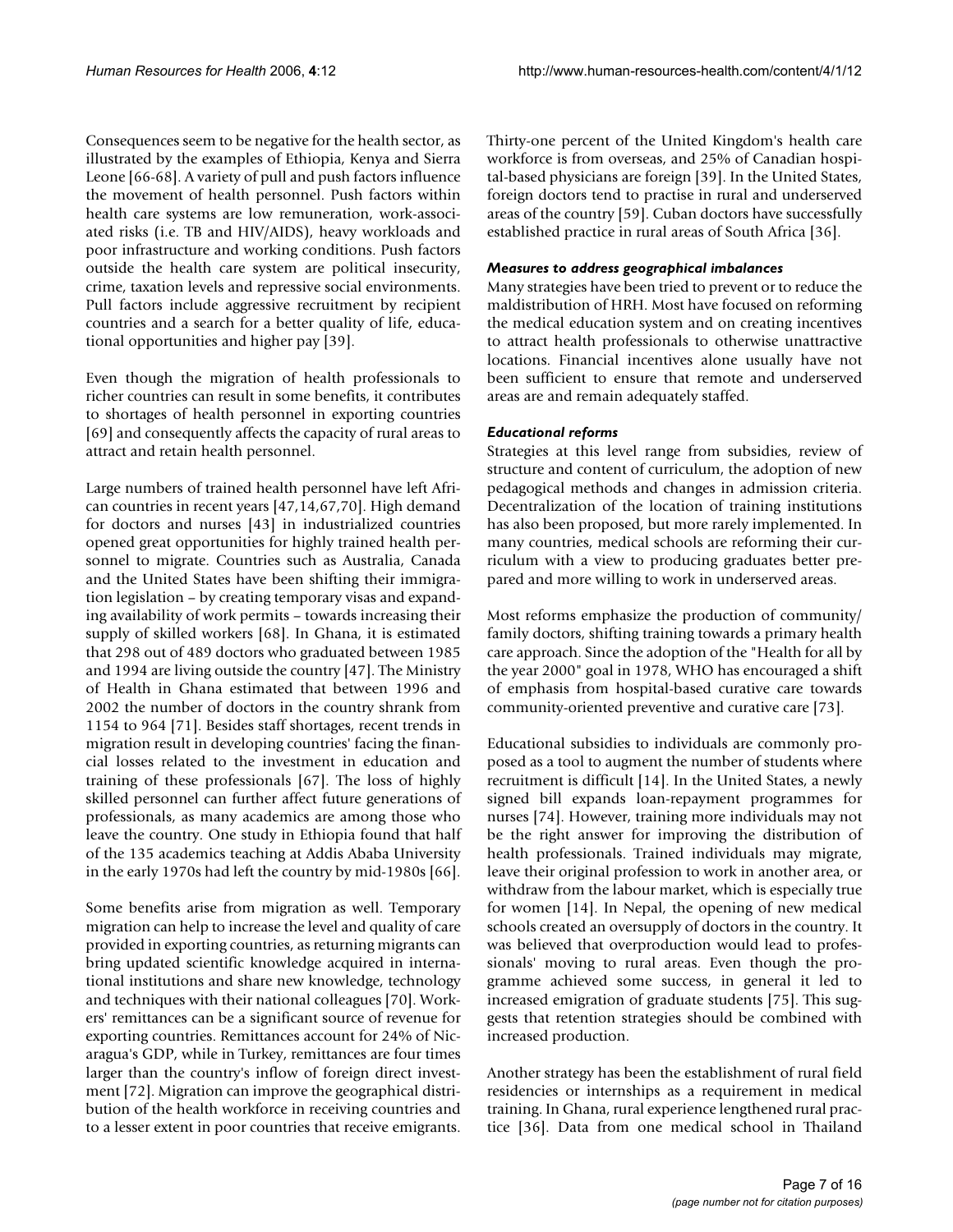Consequences seem to be negative for the health sector, as illustrated by the examples of Ethiopia, Kenya and Sierra Leone [66-68]. A variety of pull and push factors influence the movement of health personnel. Push factors within health care systems are low remuneration, work-associated risks (i.e. TB and HIV/AIDS), heavy workloads and poor infrastructure and working conditions. Push factors outside the health care system are political insecurity, crime, taxation levels and repressive social environments. Pull factors include aggressive recruitment by recipient countries and a search for a better quality of life, educational opportunities and higher pay [39].

Even though the migration of health professionals to richer countries can result in some benefits, it contributes to shortages of health personnel in exporting countries [69] and consequently affects the capacity of rural areas to attract and retain health personnel.

Large numbers of trained health personnel have left African countries in recent years [47,14,67,70]. High demand for doctors and nurses [43] in industrialized countries opened great opportunities for highly trained health personnel to migrate. Countries such as Australia, Canada and the United States have been shifting their immigration legislation – by creating temporary visas and expanding availability of work permits – towards increasing their supply of skilled workers [68]. In Ghana, it is estimated that 298 out of 489 doctors who graduated between 1985 and 1994 are living outside the country [47]. The Ministry of Health in Ghana estimated that between 1996 and 2002 the number of doctors in the country shrank from 1154 to 964 [71]. Besides staff shortages, recent trends in migration result in developing countries' facing the financial losses related to the investment in education and training of these professionals [67]. The loss of highly skilled personnel can further affect future generations of professionals, as many academics are among those who leave the country. One study in Ethiopia found that half of the 135 academics teaching at Addis Ababa University in the early 1970s had left the country by mid-1980s [66].

Some benefits arise from migration as well. Temporary migration can help to increase the level and quality of care provided in exporting countries, as returning migrants can bring updated scientific knowledge acquired in international institutions and share new knowledge, technology and techniques with their national colleagues [70]. Workers' remittances can be a significant source of revenue for exporting countries. Remittances account for 24% of Nicaragua's GDP, while in Turkey, remittances are four times larger than the country's inflow of foreign direct investment [72]. Migration can improve the geographical distribution of the health workforce in receiving countries and to a lesser extent in poor countries that receive emigrants. Thirty-one percent of the United Kingdom's health care workforce is from overseas, and 25% of Canadian hospital-based physicians are foreign [39]. In the United States, foreign doctors tend to practise in rural and underserved areas of the country [59]. Cuban doctors have successfully established practice in rural areas of South Africa [36].

### *Measures to address geographical imbalances*

Many strategies have been tried to prevent or to reduce the maldistribution of HRH. Most have focused on reforming the medical education system and on creating incentives to attract health professionals to otherwise unattractive locations. Financial incentives alone usually have not been sufficient to ensure that remote and underserved areas are and remain adequately staffed.

### *Educational reforms*

Strategies at this level range from subsidies, review of structure and content of curriculum, the adoption of new pedagogical methods and changes in admission criteria. Decentralization of the location of training institutions has also been proposed, but more rarely implemented. In many countries, medical schools are reforming their curriculum with a view to producing graduates better prepared and more willing to work in underserved areas.

Most reforms emphasize the production of community/family doctors, shifting training towards a primary health care approach. Since the adoption of the "Health for all by the year 2000" goal in 1978, WHO has encouraged a shift of emphasis from hospital-based curative care towards community-oriented preventive and curative care [73].

Educational subsidies to individuals are commonly proposed as a tool to augment the number of students where recruitment is difficult [14]. In the United States, a newly signed bill expands loan-repayment programmes for nurses [74]. However, training more individuals may not be the right answer for improving the distribution of health professionals. Trained individuals may migrate, leave their original profession to work in another area, or withdraw from the labour market, which is especially true for women [14]. In Nepal, the opening of new medical schools created an oversupply of doctors in the country. It was believed that overproduction would lead to professionals' moving to rural areas. Even though the programme achieved some success, in general it led to increased emigration of graduate students [75]. This suggests that retention strategies should be combined with increased production.

Another strategy has been the establishment of rural field residencies or internships as a requirement in medical training. In Ghana, rural experience lengthened rural practice [36]. Data from one medical school in Thailand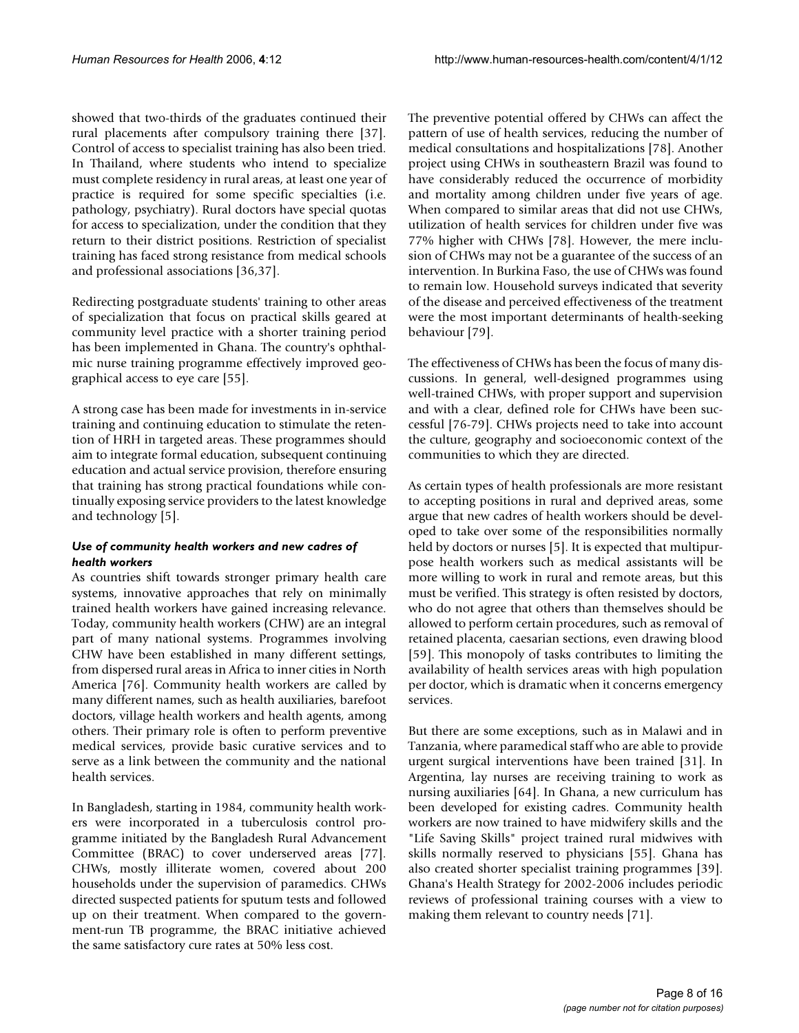showed that two-thirds of the graduates continued their rural placements after compulsory training there [37]. Control of access to specialist training has also been tried. In Thailand, where students who intend to specialize must complete residency in rural areas, at least one year of practice is required for some specific specialties (i.e. pathology, psychiatry). Rural doctors have special quotas for access to specialization, under the condition that they return to their district positions. Restriction of specialist training has faced strong resistance from medical schools and professional associations [36,37].

Redirecting postgraduate students' training to other areas of specialization that focus on practical skills geared at community level practice with a shorter training period has been implemented in Ghana. The country's ophthalmic nurse training programme effectively improved geographical access to eye care [55].

A strong case has been made for investments in in-service training and continuing education to stimulate the retention of HRH in targeted areas. These programmes should aim to integrate formal education, subsequent continuing education and actual service provision, therefore ensuring that training has strong practical foundations while continually exposing service providers to the latest knowledge and technology [5].

#### *Use of community health workers and new cadres of health workers*

As countries shift towards stronger primary health care systems, innovative approaches that rely on minimally trained health workers have gained increasing relevance. Today, community health workers (CHW) are an integral part of many national systems. Programmes involving CHW have been established in many different settings, from dispersed rural areas in Africa to inner cities in North America [76]. Community health workers are called by many different names, such as health auxiliaries, barefoot doctors, village health workers and health agents, among others. Their primary role is often to perform preventive medical services, provide basic curative services and to serve as a link between the community and the national health services.

In Bangladesh, starting in 1984, community health workers were incorporated in a tuberculosis control programme initiated by the Bangladesh Rural Advancement Committee (BRAC) to cover underserved areas [77]. CHWs, mostly illiterate women, covered about 200 households under the supervision of paramedics. CHWs directed suspected patients for sputum tests and followed up on their treatment. When compared to the government-run TB programme, the BRAC initiative achieved the same satisfactory cure rates at 50% less cost.

The preventive potential offered by CHWs can affect the pattern of use of health services, reducing the number of medical consultations and hospitalizations [78]. Another project using CHWs in southeastern Brazil was found to have considerably reduced the occurrence of morbidity and mortality among children under five years of age. When compared to similar areas that did not use CHWs, utilization of health services for children under five was 77% higher with CHWs [78]. However, the mere inclusion of CHWs may not be a guarantee of the success of an intervention. In Burkina Faso, the use of CHWs was found to remain low. Household surveys indicated that severity of the disease and perceived effectiveness of the treatment were the most important determinants of health-seeking behaviour [79].

The effectiveness of CHWs has been the focus of many discussions. In general, well-designed programmes using well-trained CHWs, with proper support and supervision and with a clear, defined role for CHWs have been successful [76-79]. CHWs projects need to take into account the culture, geography and socioeconomic context of the communities to which they are directed.

As certain types of health professionals are more resistant to accepting positions in rural and deprived areas, some argue that new cadres of health workers should be developed to take over some of the responsibilities normally held by doctors or nurses [5]. It is expected that multipurpose health workers such as medical assistants will be more willing to work in rural and remote areas, but this must be verified. This strategy is often resisted by doctors, who do not agree that others than themselves should be allowed to perform certain procedures, such as removal of retained placenta, caesarian sections, even drawing blood [59]. This monopoly of tasks contributes to limiting the availability of health services areas with high population per doctor, which is dramatic when it concerns emergency services.

But there are some exceptions, such as in Malawi and in Tanzania, where paramedical staff who are able to provide urgent surgical interventions have been trained [31]. In Argentina, lay nurses are receiving training to work as nursing auxiliaries [64]. In Ghana, a new curriculum has been developed for existing cadres. Community health workers are now trained to have midwifery skills and the "Life Saving Skills" project trained rural midwives with skills normally reserved to physicians [55]. Ghana has also created shorter specialist training programmes [39]. Ghana's Health Strategy for 2002-2006 includes periodic reviews of professional training courses with a view to making them relevant to country needs [71].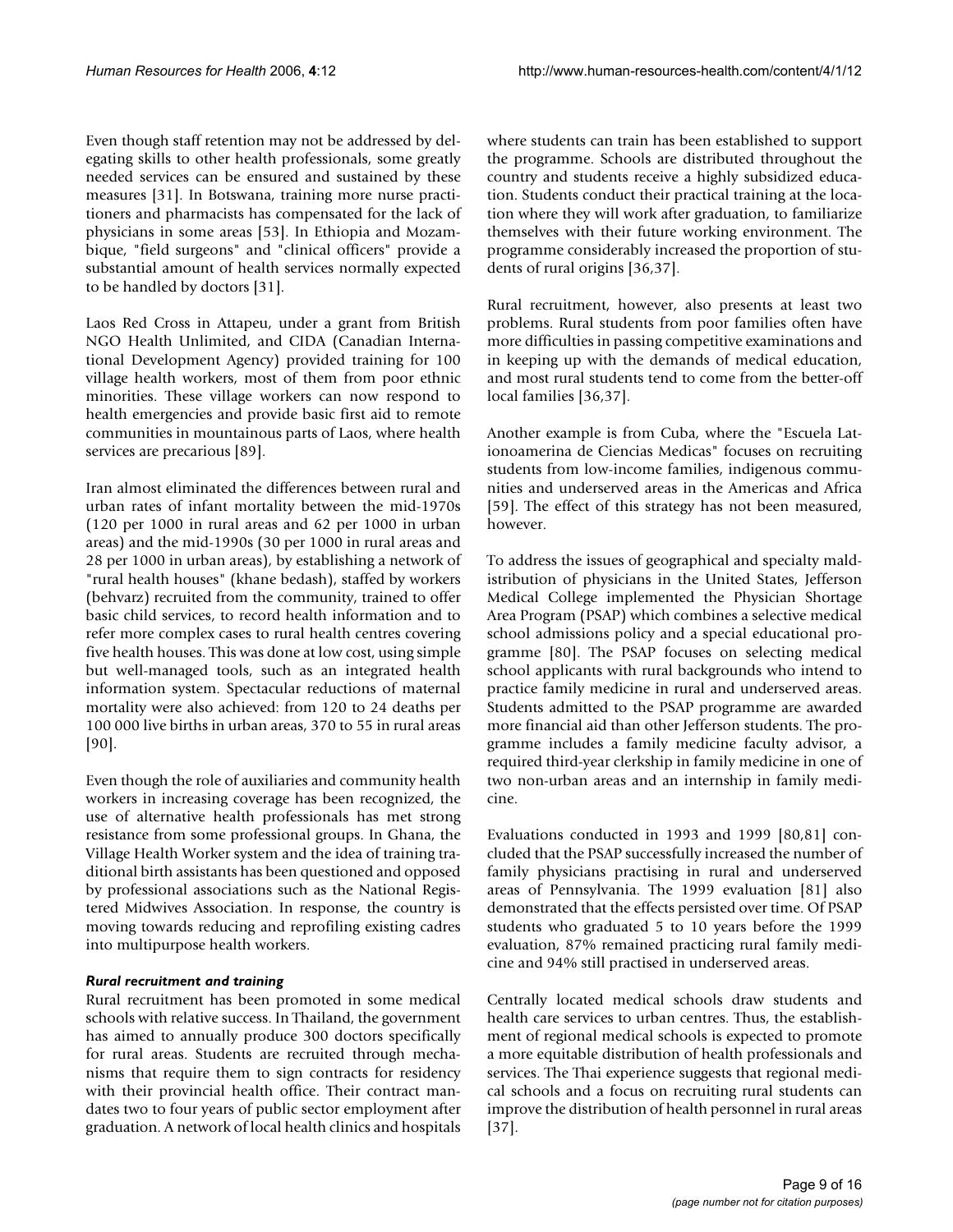Even though staff retention may not be addressed by delegating skills to other health professionals, some greatly needed services can be ensured and sustained by these measures [31]. In Botswana, training more nurse practitioners and pharmacists has compensated for the lack of physicians in some areas [53]. In Ethiopia and Mozambique, "field surgeons" and "clinical officers" provide a substantial amount of health services normally expected to be handled by doctors [31].

Laos Red Cross in Attapeu, under a grant from British NGO Health Unlimited, and CIDA (Canadian International Development Agency) provided training for 100 village health workers, most of them from poor ethnic minorities. These village workers can now respond to health emergencies and provide basic first aid to remote communities in mountainous parts of Laos, where health services are precarious [89].

Iran almost eliminated the differences between rural and urban rates of infant mortality between the mid-1970s (120 per 1000 in rural areas and 62 per 1000 in urban areas) and the mid-1990s (30 per 1000 in rural areas and 28 per 1000 in urban areas), by establishing a network of "rural health houses" (khane bedash), staffed by workers (behvarz) recruited from the community, trained to offer basic child services, to record health information and to refer more complex cases to rural health centres covering five health houses. This was done at low cost, using simple but well-managed tools, such as an integrated health information system. Spectacular reductions of maternal mortality were also achieved: from 120 to 24 deaths per 100 000 live births in urban areas, 370 to 55 in rural areas [90].

Even though the role of auxiliaries and community health workers in increasing coverage has been recognized, the use of alternative health professionals has met strong resistance from some professional groups. In Ghana, the Village Health Worker system and the idea of training traditional birth assistants has been questioned and opposed by professional associations such as the National Registered Midwives Association. In response, the country is moving towards reducing and reprofiling existing cadres into multipurpose health workers.

### *Rural recruitment and training*

Rural recruitment has been promoted in some medical schools with relative success. In Thailand, the government has aimed to annually produce 300 doctors specifically for rural areas. Students are recruited through mechanisms that require them to sign contracts for residency with their provincial health office. Their contract mandates two to four years of public sector employment after graduation. A network of local health clinics and hospitals where students can train has been established to support the programme. Schools are distributed throughout the country and students receive a highly subsidized education. Students conduct their practical training at the location where they will work after graduation, to familiarize themselves with their future working environment. The programme considerably increased the proportion of students of rural origins [36,37].

Rural recruitment, however, also presents at least two problems. Rural students from poor families often have more difficulties in passing competitive examinations and in keeping up with the demands of medical education, and most rural students tend to come from the better-off local families [36,37].

Another example is from Cuba, where the "Escuela Lationoamerina de Ciencias Medicas" focuses on recruiting students from low-income families, indigenous communities and underserved areas in the Americas and Africa [59]. The effect of this strategy has not been measured, however.

To address the issues of geographical and specialty maldistribution of physicians in the United States, Jefferson Medical College implemented the Physician Shortage Area Program (PSAP) which combines a selective medical school admissions policy and a special educational programme [80]. The PSAP focuses on selecting medical school applicants with rural backgrounds who intend to practice family medicine in rural and underserved areas. Students admitted to the PSAP programme are awarded more financial aid than other Jefferson students. The programme includes a family medicine faculty advisor, a required third-year clerkship in family medicine in one of two non-urban areas and an internship in family medicine.

Evaluations conducted in 1993 and 1999 [80,81] concluded that the PSAP successfully increased the number of family physicians practising in rural and underserved areas of Pennsylvania. The 1999 evaluation [81] also demonstrated that the effects persisted over time. Of PSAP students who graduated 5 to 10 years before the 1999 evaluation, 87% remained practicing rural family medicine and 94% still practised in underserved areas.

Centrally located medical schools draw students and health care services to urban centres. Thus, the establishment of regional medical schools is expected to promote a more equitable distribution of health professionals and services. The Thai experience suggests that regional medical schools and a focus on recruiting rural students can improve the distribution of health personnel in rural areas [37].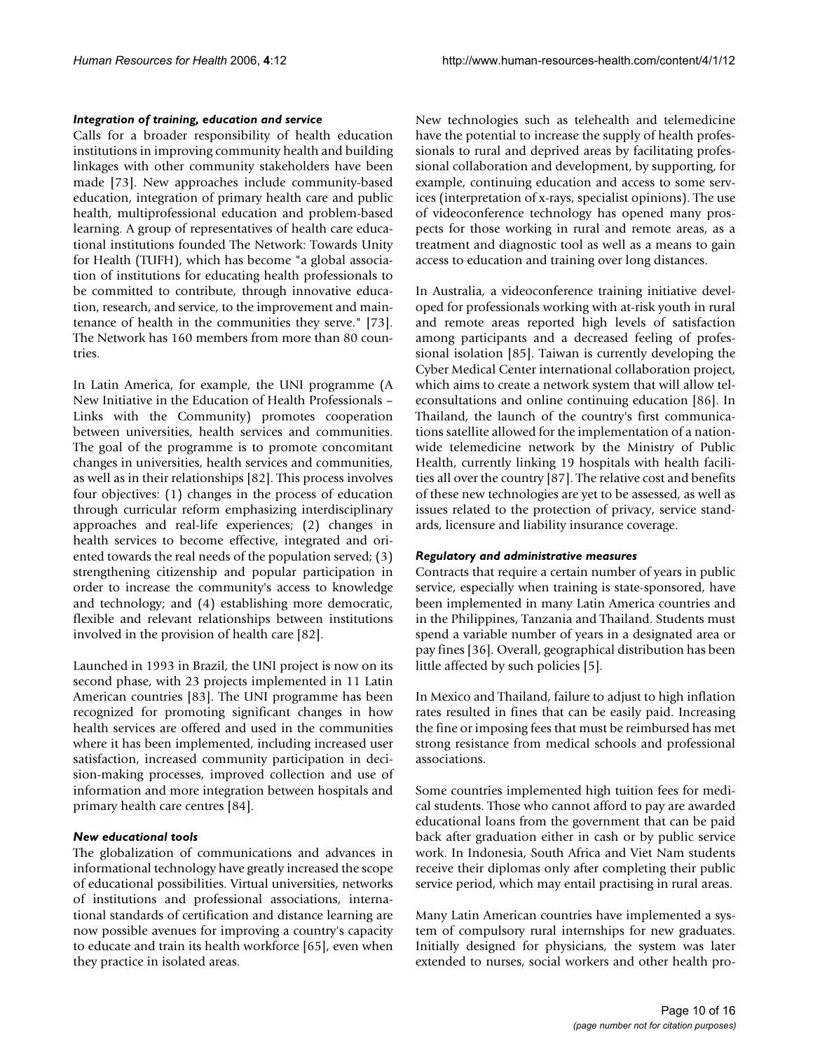#### *Integration of training, education and service*

Calls for a broader responsibility of health education institutions in improving community health and building linkages with other community stakeholders have been made [73]. New approaches include community-based education, integration of primary health care and public health, multiprofessional education and problem-based learning. A group of representatives of health care educational institutions founded The Network: Towards Unity for Health (TUFH), which has become "a global association of institutions for educating health professionals to be committed to contribute, through innovative education, research, and service, to the improvement and maintenance of health in the communities they serve." [73]. The Network has 160 members from more than 80 countries.

In Latin America, for example, the UNI programme (A New Initiative in the Education of Health Professionals – Links with the Community) promotes cooperation between universities, health services and communities. The goal of the programme is to promote concomitant changes in universities, health services and communities, as well as in their relationships [82]. This process involves four objectives: (1) changes in the process of education through curricular reform emphasizing interdisciplinary approaches and real-life experiences; (2) changes in health services to become effective, integrated and oriented towards the real needs of the population served; (3) strengthening citizenship and popular participation in order to increase the community's access to knowledge and technology; and (4) establishing more democratic, flexible and relevant relationships between institutions involved in the provision of health care [82].

Launched in 1993 in Brazil, the UNI project is now on its second phase, with 23 projects implemented in 11 Latin American countries [83]. The UNI programme has been recognized for promoting significant changes in how health services are offered and used in the communities where it has been implemented, including increased user satisfaction, increased community participation in decision-making processes, improved collection and use of information and more integration between hospitals and primary health care centres [84].

#### *New educational tools*

The globalization of communications and advances in informational technology have greatly increased the scope of educational possibilities. Virtual universities, networks of institutions and professional associations, international standards of certification and distance learning are now possible avenues for improving a country's capacity to educate and train its health workforce [65], even when they practice in isolated areas.

New technologies such as telehealth and telemedicine have the potential to increase the supply of health professionals to rural and deprived areas by facilitating professional collaboration and development, by supporting, for example, continuing education and access to some services (interpretation of x-rays, specialist opinions). The use of videoconference technology has opened many prospects for those working in rural and remote areas, as a treatment and diagnostic tool as well as a means to gain access to education and training over long distances.

In Australia, a videoconference training initiative developed for professionals working with at-risk youth in rural and remote areas reported high levels of satisfaction among participants and a decreased feeling of professional isolation [85]. Taiwan is currently developing the Cyber Medical Center international collaboration project, which aims to create a network system that will allow teleconsultations and online continuing education [86]. In Thailand, the launch of the country's first communications satellite allowed for the implementation of a nationwide telemedicine network by the Ministry of Public Health, currently linking 19 hospitals with health facilities all over the country [87]. The relative cost and benefits of these new technologies are yet to be assessed, as well as issues related to the protection of privacy, service standards, licensure and liability insurance coverage.

#### *Regulatory and administrative measures*

Contracts that require a certain number of years in public service, especially when training is state-sponsored, have been implemented in many Latin America countries and in the Philippines, Tanzania and Thailand. Students must spend a variable number of years in a designated area or pay fines [36]. Overall, geographical distribution has been little affected by such policies [5].

In Mexico and Thailand, failure to adjust to high inflation rates resulted in fines that can be easily paid. Increasing the fine or imposing fees that must be reimbursed has met strong resistance from medical schools and professional associations.

Some countries implemented high tuition fees for medical students. Those who cannot afford to pay are awarded educational loans from the government that can be paid back after graduation either in cash or by public service work. In Indonesia, South Africa and Viet Nam students receive their diplomas only after completing their public service period, which may entail practising in rural areas.

Many Latin American countries have implemented a system of compulsory rural internships for new graduates. Initially designed for physicians, the system was later extended to nurses, social workers and other health pro-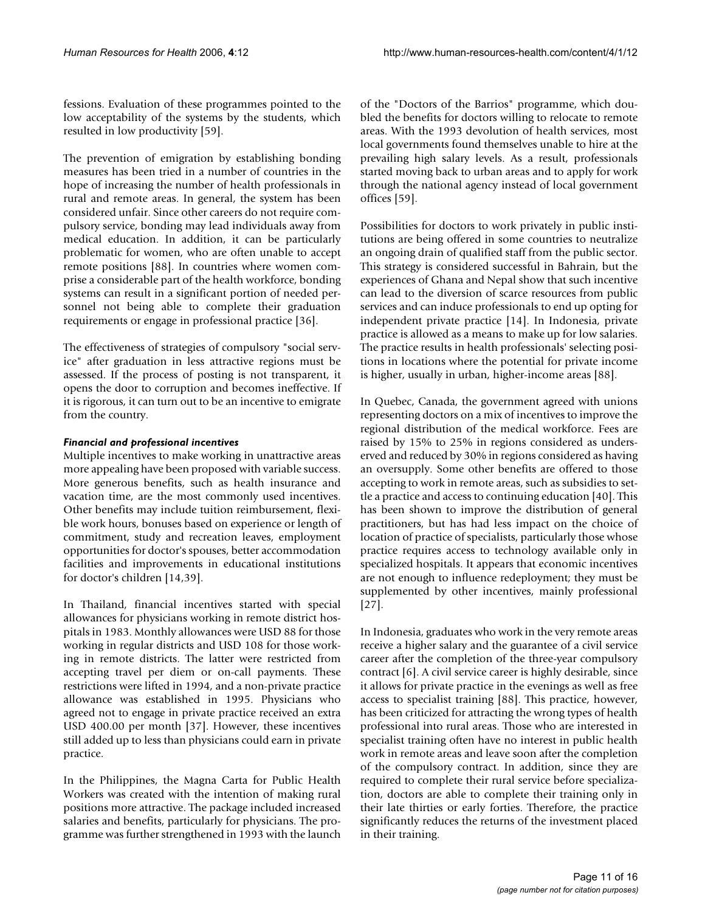fessions. Evaluation of these programmes pointed to the low acceptability of the systems by the students, which resulted in low productivity [59].

The prevention of emigration by establishing bonding measures has been tried in a number of countries in the hope of increasing the number of health professionals in rural and remote areas. In general, the system has been considered unfair. Since other careers do not require compulsory service, bonding may lead individuals away from medical education. In addition, it can be particularly problematic for women, who are often unable to accept remote positions [88]. In countries where women comprise a considerable part of the health workforce, bonding systems can result in a significant portion of needed personnel not being able to complete their graduation requirements or engage in professional practice [36].

The effectiveness of strategies of compulsory "social service" after graduation in less attractive regions must be assessed. If the process of posting is not transparent, it opens the door to corruption and becomes ineffective. If it is rigorous, it can turn out to be an incentive to emigrate from the country.

#### *Financial and professional incentives*

Multiple incentives to make working in unattractive areas more appealing have been proposed with variable success. More generous benefits, such as health insurance and vacation time, are the most commonly used incentives. Other benefits may include tuition reimbursement, flexible work hours, bonuses based on experience or length of commitment, study and recreation leaves, employment opportunities for doctor's spouses, better accommodation facilities and improvements in educational institutions for doctor's children [14,39].

In Thailand, financial incentives started with special allowances for physicians working in remote district hospitals in 1983. Monthly allowances were USD 88 for those working in regular districts and USD 108 for those working in remote districts. The latter were restricted from accepting travel per diem or on-call payments. These restrictions were lifted in 1994, and a non-private practice allowance was established in 1995. Physicians who agreed not to engage in private practice received an extra USD 400.00 per month [37]. However, these incentives still added up to less than physicians could earn in private practice.

In the Philippines, the Magna Carta for Public Health Workers was created with the intention of making rural positions more attractive. The package included increased salaries and benefits, particularly for physicians. The programme was further strengthened in 1993 with the launch of the "Doctors of the Barrios" programme, which doubled the benefits for doctors willing to relocate to remote areas. With the 1993 devolution of health services, most local governments found themselves unable to hire at the prevailing high salary levels. As a result, professionals started moving back to urban areas and to apply for work through the national agency instead of local government offices [59].

Possibilities for doctors to work privately in public institutions are being offered in some countries to neutralize an ongoing drain of qualified staff from the public sector. This strategy is considered successful in Bahrain, but the experiences of Ghana and Nepal show that such incentive can lead to the diversion of scarce resources from public services and can induce professionals to end up opting for independent private practice [14]. In Indonesia, private practice is allowed as a means to make up for low salaries. The practice results in health professionals' selecting positions in locations where the potential for private income is higher, usually in urban, higher-income areas [88].

In Quebec, Canada, the government agreed with unions representing doctors on a mix of incentives to improve the regional distribution of the medical workforce. Fees are raised by 15% to 25% in regions considered as underserved and reduced by 30% in regions considered as having an oversupply. Some other benefits are offered to those accepting to work in remote areas, such as subsidies to settle a practice and access to continuing education [40]. This has been shown to improve the distribution of general practitioners, but has had less impact on the choice of location of practice of specialists, particularly those whose practice requires access to technology available only in specialized hospitals. It appears that economic incentives are not enough to influence redeployment; they must be supplemented by other incentives, mainly professional [27].

In Indonesia, graduates who work in the very remote areas receive a higher salary and the guarantee of a civil service career after the completion of the three-year compulsory contract [6]. A civil service career is highly desirable, since it allows for private practice in the evenings as well as free access to specialist training [88]. This practice, however, has been criticized for attracting the wrong types of health professional into rural areas. Those who are interested in specialist training often have no interest in public health work in remote areas and leave soon after the completion of the compulsory contract. In addition, since they are required to complete their rural service before specialization, doctors are able to complete their training only in their late thirties or early forties. Therefore, the practice significantly reduces the returns of the investment placed in their training.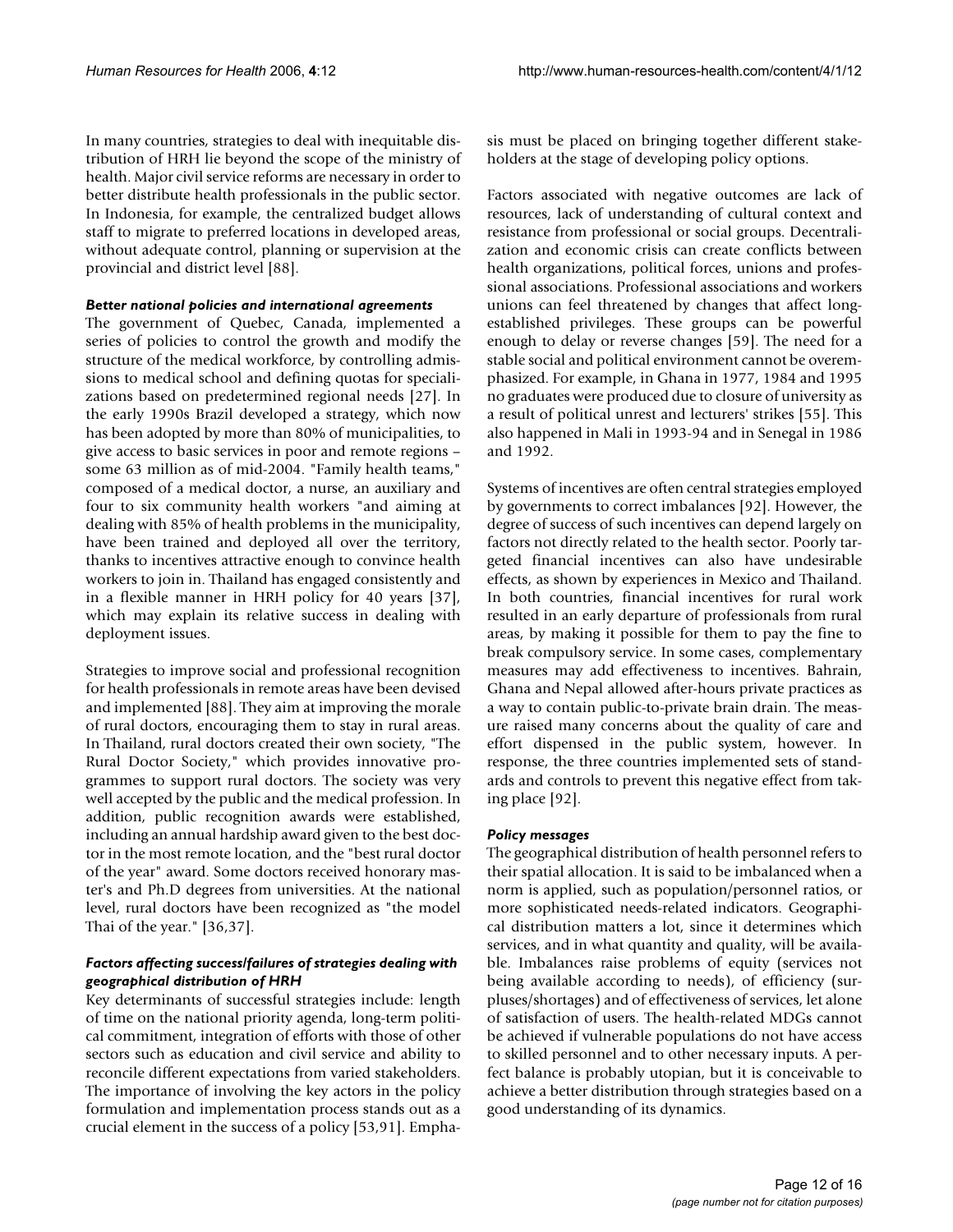In many countries, strategies to deal with inequitable distribution of HRH lie beyond the scope of the ministry of health. Major civil service reforms are necessary in order to better distribute health professionals in the public sector. In Indonesia, for example, the centralized budget allows staff to migrate to preferred locations in developed areas, without adequate control, planning or supervision at the provincial and district level [88].

#### *Better national policies and international agreements*

The government of Quebec, Canada, implemented a series of policies to control the growth and modify the structure of the medical workforce, by controlling admissions to medical school and defining quotas for specializations based on predetermined regional needs [27]. In the early 1990s Brazil developed a strategy, which now has been adopted by more than 80% of municipalities, to give access to basic services in poor and remote regions – some 63 million as of mid-2004. "Family health teams," composed of a medical doctor, a nurse, an auxiliary and four to six community health workers "and aiming at dealing with 85% of health problems in the municipality, have been trained and deployed all over the territory, thanks to incentives attractive enough to convince health workers to join in. Thailand has engaged consistently and in a flexible manner in HRH policy for 40 years [37], which may explain its relative success in dealing with deployment issues.

Strategies to improve social and professional recognition for health professionals in remote areas have been devised and implemented [88]. They aim at improving the morale of rural doctors, encouraging them to stay in rural areas. In Thailand, rural doctors created their own society, "The Rural Doctor Society," which provides innovative programmes to support rural doctors. The society was very well accepted by the public and the medical profession. In addition, public recognition awards were established, including an annual hardship award given to the best doctor in the most remote location, and the "best rural doctor of the year" award. Some doctors received honorary master's and Ph.D degrees from universities. At the national level, rural doctors have been recognized as "the model Thai of the year." [36,37].

#### *Factors affecting success/failures of strategies dealing with geographical distribution of HRH*

Key determinants of successful strategies include: length of time on the national priority agenda, long-term political commitment, integration of efforts with those of other sectors such as education and civil service and ability to reconcile different expectations from varied stakeholders. The importance of involving the key actors in the policy formulation and implementation process stands out as a crucial element in the success of a policy [53,91]. Emphasis must be placed on bringing together different stakeholders at the stage of developing policy options.

Factors associated with negative outcomes are lack of resources, lack of understanding of cultural context and resistance from professional or social groups. Decentralization and economic crisis can create conflicts between health organizations, political forces, unions and professional associations. Professional associations and workers unions can feel threatened by changes that affect long-established privileges. These groups can be powerful enough to delay or reverse changes [59]. The need for a stable social and political environment cannot be overemphasized. For example, in Ghana in 1977, 1984 and 1995 no graduates were produced due to closure of university as a result of political unrest and lecturers' strikes [55]. This also happened in Mali in 1993-94 and in Senegal in 1986 and 1992.

Systems of incentives are often central strategies employed by governments to correct imbalances [92]. However, the degree of success of such incentives can depend largely on factors not directly related to the health sector. Poorly targeted financial incentives can also have undesirable effects, as shown by experiences in Mexico and Thailand. In both countries, financial incentives for rural work resulted in an early departure of professionals from rural areas, by making it possible for them to pay the fine to break compulsory service. In some cases, complementary measures may add effectiveness to incentives. Bahrain, Ghana and Nepal allowed after-hours private practices as a way to contain public-to-private brain drain. The measure raised many concerns about the quality of care and effort dispensed in the public system, however. In response, the three countries implemented sets of standards and controls to prevent this negative effect from taking place [92].

#### *Policy messages*

The geographical distribution of health personnel refers to their spatial allocation. It is said to be imbalanced when a norm is applied, such as population/personnel ratios, or more sophisticated needs-related indicators. Geographical distribution matters a lot, since it determines which services, and in what quantity and quality, will be available. Imbalances raise problems of equity (services not being available according to needs), of efficiency (surpluses/shortages) and of effectiveness of services, let alone of satisfaction of users. The health-related MDGs cannot be achieved if vulnerable populations do not have access to skilled personnel and to other necessary inputs. A perfect balance is probably utopian, but it is conceivable to achieve a better distribution through strategies based on a good understanding of its dynamics.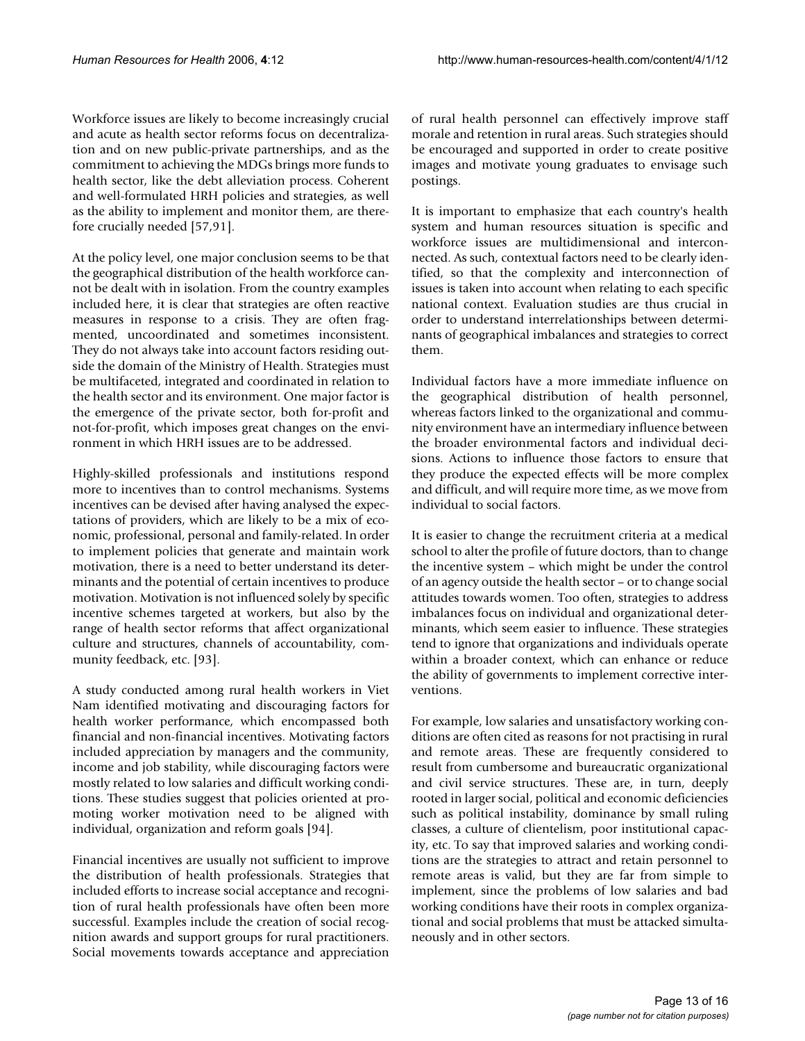Workforce issues are likely to become increasingly crucial and acute as health sector reforms focus on decentralization and on new public-private partnerships, and as the commitment to achieving the MDGs brings more funds to health sector, like the debt alleviation process. Coherent and well-formulated HRH policies and strategies, as well as the ability to implement and monitor them, are therefore crucially needed [57,91].

At the policy level, one major conclusion seems to be that the geographical distribution of the health workforce cannot be dealt with in isolation. From the country examples included here, it is clear that strategies are often reactive measures in response to a crisis. They are often fragmented, uncoordinated and sometimes inconsistent. They do not always take into account factors residing outside the domain of the Ministry of Health. Strategies must be multifaceted, integrated and coordinated in relation to the health sector and its environment. One major factor is the emergence of the private sector, both for-profit and not-for-profit, which imposes great changes on the environment in which HRH issues are to be addressed.

Highly-skilled professionals and institutions respond more to incentives than to control mechanisms. Systems incentives can be devised after having analysed the expectations of providers, which are likely to be a mix of economic, professional, personal and family-related. In order to implement policies that generate and maintain work motivation, there is a need to better understand its determinants and the potential of certain incentives to produce motivation. Motivation is not influenced solely by specific incentive schemes targeted at workers, but also by the range of health sector reforms that affect organizational culture and structures, channels of accountability, community feedback, etc. [93].

A study conducted among rural health workers in Viet Nam identified motivating and discouraging factors for health worker performance, which encompassed both financial and non-financial incentives. Motivating factors included appreciation by managers and the community, income and job stability, while discouraging factors were mostly related to low salaries and difficult working conditions. These studies suggest that policies oriented at promoting worker motivation need to be aligned with individual, organization and reform goals [94].

Financial incentives are usually not sufficient to improve the distribution of health professionals. Strategies that included efforts to increase social acceptance and recognition of rural health professionals have often been more successful. Examples include the creation of social recognition awards and support groups for rural practitioners. Social movements towards acceptance and appreciation of rural health personnel can effectively improve staff morale and retention in rural areas. Such strategies should be encouraged and supported in order to create positive images and motivate young graduates to envisage such postings.

It is important to emphasize that each country's health system and human resources situation is specific and workforce issues are multidimensional and interconnected. As such, contextual factors need to be clearly identified, so that the complexity and interconnection of issues is taken into account when relating to each specific national context. Evaluation studies are thus crucial in order to understand interrelationships between determinants of geographical imbalances and strategies to correct them.

Individual factors have a more immediate influence on the geographical distribution of health personnel, whereas factors linked to the organizational and community environment have an intermediary influence between the broader environmental factors and individual decisions. Actions to influence those factors to ensure that they produce the expected effects will be more complex and difficult, and will require more time, as we move from individual to social factors.

It is easier to change the recruitment criteria at a medical school to alter the profile of future doctors, than to change the incentive system – which might be under the control of an agency outside the health sector – or to change social attitudes towards women. Too often, strategies to address imbalances focus on individual and organizational determinants, which seem easier to influence. These strategies tend to ignore that organizations and individuals operate within a broader context, which can enhance or reduce the ability of governments to implement corrective interventions.

For example, low salaries and unsatisfactory working conditions are often cited as reasons for not practising in rural and remote areas. These are frequently considered to result from cumbersome and bureaucratic organizational and civil service structures. These are, in turn, deeply rooted in larger social, political and economic deficiencies such as political instability, dominance by small ruling classes, a culture of clientelism, poor institutional capacity, etc. To say that improved salaries and working conditions are the strategies to attract and retain personnel to remote areas is valid, but they are far from simple to implement, since the problems of low salaries and bad working conditions have their roots in complex organizational and social problems that must be attacked simultaneously and in other sectors.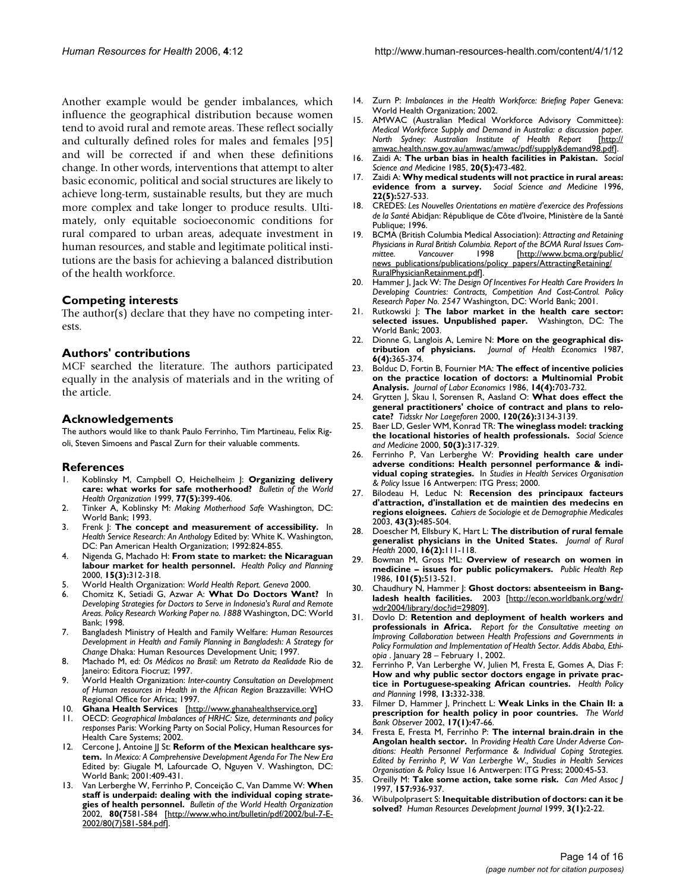Another example would be gender imbalances, which influence the geographical distribution because women tend to avoid rural and remote areas. These reflect socially and culturally defined roles for males and females [95] and will be corrected if and when these definitions change. In other words, interventions that attempt to alter basic economic, political and social structures are likely to achieve long-term, sustainable results, but they are much more complex and take longer to produce results. Ultimately, only equitable socioeconomic conditions for rural compared to urban areas, adequate investment in human resources, and stable and legitimate political institutions are the basis for achieving a balanced distribution of the health workforce.

## Competing interests

The author(s) declare that they have no competing interests.

## Authors' contributions

MCF searched the literature. The authors participated equally in the analysis of materials and in the writing of the article.

## Acknowledgements

The authors would like to thank Paulo Ferrinho, Tim Martineau, Felix Rigoli, Steven Simoens and Pascal Zurn for their valuable comments.

## References

1. Koblinsky M, Campbell O, Heichelheim J: **Organizing delivery care: what works for safe motherhood?** *Bulletin of the World Health Organization* 1999, **77(5):**399-406.
2. Tinker A, Koblinsky M: *Making Motherhood Safe* Washington, DC: World Bank; 1993.
3. Frenk J: **The concept and measurement of accessibility.** In *Health Service Research: An Anthology* Edited by: White K. Washington, DC: Pan American Health Organization; 1992:824-855.
4. Nigenda G, Machado H: **From state to market: the Nicaraguan labour market for health personnel.** *Health Policy and Planning* 2000, **15(3):**312-318.
5. World Health Organization: *World Health Report. Geneva* 2000.
6. Chomitz K, Setiadi G, Azwar A: **What Do Doctors Want?** In *Developing Strategies for Doctors to Serve in Indonesia's Rural and Remote Areas. Policy Research Working Paper no. 1888* Washington, DC: World Bank; 1998.
7. Bangladesh Ministry of Health and Family Welfare: *Human Resources Development in Health and Family Planning in Bangladesh: A Strategy for Change* Dhaka: Human Resources Development Unit; 1997.
8. Machado M, ed: *Os Médicos no Brasil: um Retrato da Realidade* Rio de Janeiro: Editora Fiocruz; 1997.
9. World Health Organization: *Inter-country Consultation on Development of Human resources in Health in the African Region* Brazzaville: WHO Regional Office for Africa; 1997.
10. **Ghana Health Services** [http://www.ghanahealthservice.org]
11. OECD: *Geographical Imbalances of HRHC: Size, determinants and policy responses* Paris: Working Party on Social Policy, Human Resources for Health Care Systems; 2002.
12. Cercone J, Antoine JJ St: **Reform of the Mexican healthcare system.** In *Mexico: A Comprehensive Development Agenda For The New Era* Edited by: Giugale M, Lafourcade O, Nguyen V. Washington, DC: World Bank; 2001:409-431.
13. Van Lerberghe W, Ferrinho P, Conceição C, Van Damme W: **When staff is underpaid: dealing with the individual coping strategies of health personnel.** *Bulletin of the World Health Organization* 2002, **80(7**581-584 [http://www.who.int/bulletin/pdf/2002/bul-7-E-2002/80(7)581-584.pdf].
14. Zurn P: *Imbalances in the Health Workforce: Briefing Paper* Geneva: World Health Organization; 2002.
15. AMWAC (Australian Medical Workforce Advisory Committee): *Medical Workforce Supply and Demand in Australia: a discussion paper. North Sydney: Australian Institute of Health Report* [http://amwac.health.nsw.gov.au/amwac/amwac/pdf/supply&demand98.pdf].
16. Zaidi A: **The urban bias in health facilities in Pakistan.** *Social Science and Medicine* 1985, **20(5):**473-482.
17. Zaidi A: **Why medical students will not practice in rural areas: evidence from a survey.** *Social Science and Medicine* 1996, **22(5):**527-533.
18. CREDES: *Les Nouvelles Orientations en matière d'exercice des Professions de la Santé* Abidjan: République de Côte d'Ivoire, Ministère de la Santé Publique; 1996.
19. BCMA (British Columbia Medical Association): *Attracting and Retaining Physicians in Rural British Columbia. Report of the BCMA Rural Issues Committee. Vancouver* 1998 [http://www.bcma.org/public/news_publications/publications/policy_papers/AttractingRetaining/RuralPhysicianRetainment.pdf].
20. Hammer J, Jack W: *The Design Of Incentives For Health Care Providers In Developing Countries: Contracts, Competition And Cost-Control. Policy Research Paper No. 2547* Washington, DC: World Bank; 2001.
21. Rutkowski J: **The labor market in the health care sector: selected issues. Unpublished paper.** Washington, DC: The World Bank; 2003.
22. Dionne G, Langlois A, Lemire N: **More on the geographical distribution of physicians.** *Journal of Health Economics* 1987, **6(4):**365-374.
23. Bolduc D, Fortin B, Fournier MA: **The effect of incentive policies on the practice location of doctors: a Multinomial Probit Analysis.** *Journal of Labor Economics* 1986, **14(4):**703-732.
24. Grytten J, Skau I, Sorensen R, Aasland O: **What does effect the general practitioners' choice of contract and plans to relocate?** *Tidsskr Nor Laegeforen* 2000, **120(26):**3134-3139.
25. Baer LD, Gesler WM, Konrad TR: **The wineglass model: tracking the locational histories of health professionals.** *Social Science and Medicine* 2000, **50(3):**317-329.
26. Ferrinho P, Van Lerberghe W: **Providing health care under adverse conditions: Health personnel performance & individual coping strategies.** In *Studies in Health Services Organisation & Policy* Issue 16 Antwerpen: ITG Press; 2000.
27. Bilodeau H, Leduc N: **Recension des principaux facteurs d'attraction, d'installation et de maintien des medecins en regions eloignees.** *Cahiers de Sociologie et de Demographie Medicales* 2003, **43(3):**485-504.
28. Doescher M, Ellsbury K, Hart L: **The distribution of rural female generalist physicians in the United States.** *Journal of Rural Health* 2000, **16(2):**111-118.
29. Bowman M, Gross ML: **Overview of research on women in medicine – issues for public policymakers.** *Public Health Rep* 1986, **101(5):**513-521.
30. Chaudhury N, Hammer J: **Ghost doctors: absenteeism in Bangladesh health facilities.** 2003 [http://econ.worldbank.org/wdr/wdr2004/library/doc?id=29809].
31. Dovlo D: **Retention and deployment of health workers and professionals in Africa.** *Report for the Consultative meeting on Improving Collaboration between Health Professions and Governments in Policy Formulation and Implementation of Health Sector. Addis Ababa, Ethiopia* . January 28 – February 1, 2002.
32. Ferrinho P, Van Lerberghe W, Julien M, Fresta E, Gomes A, Dias F: **How and why public sector doctors engage in private practice in Portuguese-speaking African countries.** *Health Policy and Planning* 1998, **13:**332-338.
33. Filmer D, Hammer J, Princhett L: **Weak Links in the Chain II: a prescription for health policy in poor countries.** *The World Bank Observer* 2002, **17(1):**47-66.
34. Fresta E, Fresta M, Ferrinho P: **The internal brain.drain in the Angolan health sector.** In *Providing Health Care Under Adverse Conditions: Health Personnel Performance & Individual Coping Strategies. Edited by Ferrinho P, W Van Lerberghe W., Studies in Health Services Organisation & Policy* Issue 16 Antwerpen: ITG Press; 2000:45-53.
35. Oreilly M: **Take some action, take some risk.** *Can Med Assoc J* 1997, **157:**936-937.
36. Wibulpolprasert S: **Inequitable distribution of doctors: can it be solved?** *Human Resources Development Journal* 1999, **3(1):**2-22.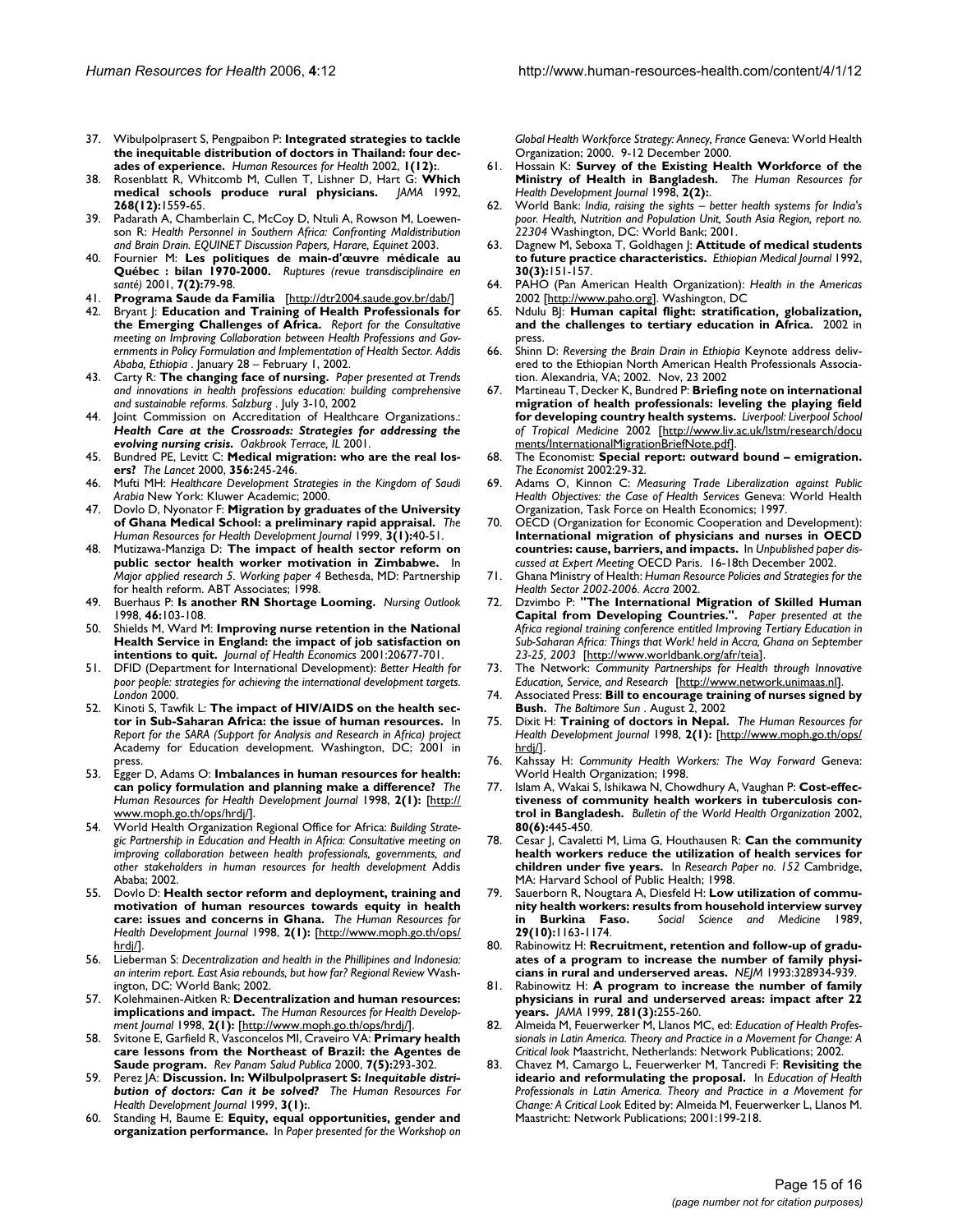37. Wibulpolprasert S, Pengpaibon P: **Integrated strategies to tackle the inequitable distribution of doctors in Thailand: four decades of experience.** *Human Resources for Health* 2002, **1(12):**.
38. Rosenblatt R, Whitcomb M, Cullen T, Lishner D, Hart G: **Which medical schools produce rural physicians.** *JAMA* 1992, **268(12):**1559-65.
39. Padarath A, Chamberlain C, McCoy D, Ntuli A, Rowson M, Loewenson R: *Health Personnel in Southern Africa: Confronting Maldistribution and Brain Drain. EQUINET Discussion Papers, Harare, Equinet* 2003.
40. Fournier M: **Les politiques de main-d'œuvre médicale au Québec : bilan 1970-2000.** *Ruptures (revue transdisciplinaire en santé)* 2001, **7(2):**79-98.
41. **Programa Saude da Familia** [http://dtr2004.saude.gov.br/dab/]
42. Bryant J: **Education and Training of Health Professionals for the Emerging Challenges of Africa.** *Report for the Consultative meeting on Improving Collaboration between Health Professions and Governments in Policy Formulation and Implementation of Health Sector. Addis Ababa, Ethiopia* . January 28 – February 1, 2002.
43. Carty R: **The changing face of nursing.** *Paper presented at Trends and innovations in health professions education: building comprehensive and sustainable reforms. Salzburg* . July 3-10, 2002
44. Joint Commission on Accreditation of Healthcare Organizations.: ***Health Care at the Crossroads: Strategies for addressing the evolving nursing crisis.*** *Oakbrook Terrace, IL* 2001.
45. Bundred PE, Levitt C: **Medical migration: who are the real losers?** *The Lancet* 2000, **356:**245-246.
46. Mufti MH: *Healthcare Development Strategies in the Kingdom of Saudi Arabia* New York: Kluwer Academic; 2000.
47. Dovlo D, Nyonator F: **Migration by graduates of the University of Ghana Medical School: a preliminary rapid appraisal.** *The Human Resources for Health Development Journal* 1999, **3(1):**40-51.
48. Mutizawa-Manziga D: **The impact of health sector reform on public sector health worker motivation in Zimbabwe.** In *Major applied research 5. Working paper 4* Bethesda, MD: Partnership for health reform. ABT Associates; 1998.
49. Buerhaus P: **Is another RN Shortage Looming.** *Nursing Outlook* 1998, **46:**103-108.
50. Shields M, Ward M: **Improving nurse retention in the National Health Service in England: the impact of job satisfaction on intentions to quit.** *Journal of Health Economics* 2001:20677-701.
51. DFID (Department for International Development): *Better Health for poor people: strategies for achieving the international development targets. London* 2000.
52. Kinoti S, Tawfik L: **The impact of HIV/AIDS on the health sector in Sub-Saharan Africa: the issue of human resources.** In *Report for the SARA (Support for Analysis and Research in Africa) project* Academy for Education development. Washington, DC; 2001 in press.
53. Egger D, Adams O: **Imbalances in human resources for health: can policy formulation and planning make a difference?** *The Human Resources for Health Development Journal* 1998, **2(1):** [http://www.moph.go.th/ops/hrdj/].
54. World Health Organization Regional Office for Africa: *Building Strategic Partnership in Education and Health in Africa: Consultative meeting on improving collaboration between health professionals, governments, and other stakeholders in human resources for health development* Addis Ababa; 2002.
55. Dovlo D: **Health sector reform and deployment, training and motivation of human resources towards equity in health care: issues and concerns in Ghana.** *The Human Resources for Health Development Journal* 1998, **2(1):** [http://www.moph.go.th/ops/hrdj/].
56. Lieberman S: *Decentralization and health in the Phillipines and Indonesia: an interim report. East Asia rebounds, but how far? Regional Review* Washington, DC: World Bank; 2002.
57. Kolehmainen-Aitken R: **Decentralization and human resources: implications and impact.** *The Human Resources for Health Development Journal* 1998, **2(1):** [http://www.moph.go.th/ops/hrdj/].
58. Svitone E, Garfield R, Vasconcelos MI, Craveiro VA: **Primary health care lessons from the Northeast of Brazil: the Agentes de Saude program.** *Rev Panam Salud Publica* 2000, **7(5):**293-302.
59. Perez JA: **Discussion. In: Wilbulpolprasert S: *Inequitable distribution of doctors: Can it be solved?*** *The Human Resources For Health Development Journal* 1999, **3(1):**.
60. Standing H, Baume E: **Equity, equal opportunities, gender and organization performance.** In *Paper presented for the Workshop on Global Health Workforce Strategy: Annecy, France* Geneva: World Health Organization; 2000. 9-12 December 2000.
61. Hossain K: **Survey of the Existing Health Workforce of the Ministry of Health in Bangladesh.** *The Human Resources for Health Development Journal* 1998, **2(2):**.
62. World Bank: *India, raising the sights – better health systems for India's poor. Health, Nutrition and Population Unit, South Asia Region, report no. 22304* Washington, DC: World Bank; 2001.
63. Dagnew M, Seboxa T, Goldhagen J: **Attitude of medical students to future practice characteristics.** *Ethiopian Medical Journal* 1992, **30(3):**151-157.
64. PAHO (Pan American Health Organization): *Health in the Americas* 2002 [http://www.paho.org]. Washington, DC
65. Ndulu BJ: **Human capital flight: stratification, globalization, and the challenges to tertiary education in Africa.** 2002 in press.
66. Shinn D: *Reversing the Brain Drain in Ethiopia* Keynote address delivered to the Ethiopian North American Health Professionals Association. Alexandria, VA; 2002. Nov, 23 2002
67. Martineau T, Decker K, Bundred P: **Briefing note on international migration of health professionals: leveling the playing field for developing country health systems.** *Liverpool: Liverpool School of Tropical Medicine* 2002 [http://www.liv.ac.uk/lstm/research/documents/InternationalMigrationBriefNote.pdf].
68. The Economist: **Special report: outward bound – emigration.** *The Economist* 2002:29-32.
69. Adams O, Kinnon C: *Measuring Trade Liberalization against Public Health Objectives: the Case of Health Services* Geneva: World Health Organization, Task Force on Health Economics; 1997.
70. OECD (Organization for Economic Cooperation and Development): **International migration of physicians and nurses in OECD countries: cause, barriers, and impacts.** In *Unpublished paper discussed at Expert Meeting* OECD Paris. 16-18th December 2002.
71. Ghana Ministry of Health: *Human Resource Policies and Strategies for the Health Sector 2002-2006. Accra* 2002.
72. Dzvimbo P: **"The International Migration of Skilled Human Capital from Developing Countries.".** *Paper presented at the Africa regional training conference entitled Improving Tertiary Education in Sub-Saharan Africa: Things that Work! held in Accra, Ghana on September 23-25, 2003* [http://www.worldbank.org/afr/teia].
73. The Network: *Community Partnerships for Health through Innovative Education, Service, and Research* [http://www.network.unimaas.nl].
74. Associated Press: **Bill to encourage training of nurses signed by Bush.** *The Baltimore Sun* . August 2, 2002
75. Dixit H: **Training of doctors in Nepal.** *The Human Resources for Health Development Journal* 1998, **2(1):** [http://www.moph.go.th/ops/hrdj/].
76. Kahssay H: *Community Health Workers: The Way Forward* Geneva: World Health Organization; 1998.
77. Islam A, Wakai S, Ishikawa N, Chowdhury A, Vaughan P: **Cost-effectiveness of community health workers in tuberculosis control in Bangladesh.** *Bulletin of the World Health Organization* 2002, **80(6):**445-450.
78. Cesar J, Cavaletti M, Lima G, Houthausen R: **Can the community health workers reduce the utilization of health services for children under five years.** In *Research Paper no. 152* Cambridge, MA: Harvard School of Public Health; 1998.
79. Sauerborn R, Nougtara A, Diesfeld H: **Low utilization of community health workers: results from household interview survey in Burkina Faso.** *Social Science and Medicine* 1989, **29(10):**1163-1174.
80. Rabinowitz H: **Recruitment, retention and follow-up of graduates of a program to increase the number of family physicians in rural and underserved areas.** *NEJM* 1993:328934-939.
81. Rabinowitz H: **A program to increase the number of family physicians in rural and underserved areas: impact after 22 years.** *JAMA* 1999, **281(3):**255-260.
82. Almeida M, Feuerwerker M, Llanos MC, ed: *Education of Health Professionals in Latin America. Theory and Practice in a Movement for Change: A Critical look* Maastricht, Netherlands: Network Publications; 2002.
83. Chavez M, Camargo L, Feuerwerker M, Tancredi F: **Revisiting the ideario and reformulating the proposal.** In *Education of Health Professionals in Latin America. Theory and Practice in a Movement for Change: A Critical Look* Edited by: Almeida M, Feuerwerker L, Llanos M. Maastricht: Network Publications; 2001:199-218.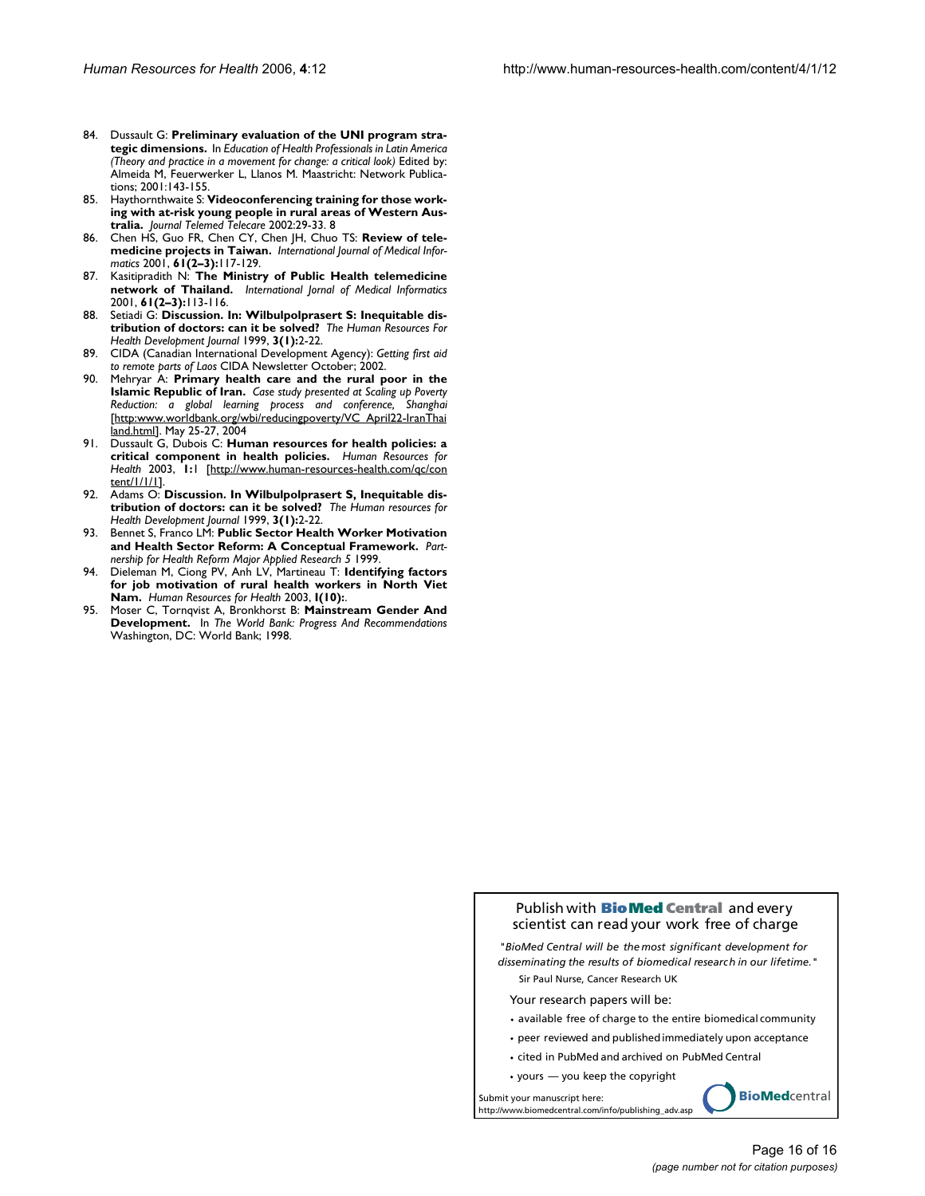84. Dussault G: **Preliminary evaluation of the UNI program strategic dimensions.** In *Education of Health Professionals in Latin America (Theory and practice in a movement for change: a critical look)* Edited by: Almeida M, Feuerwerker L, Llanos M. Maastricht: Network Publications; 2001:143-155.
85. Haythornthwaite S: **Videoconferencing training for those working with at-risk young people in rural areas of Western Australia.** *Journal Telemed Telecare* 2002:29-33. 8
86. Chen HS, Guo FR, Chen CY, Chen JH, Chuo TS: **Review of telemedicine projects in Taiwan.** *International Journal of Medical Informatics* 2001, **61(2–3):**117-129.
87. Kasitipradith N: **The Ministry of Public Health telemedicine network of Thailand.** *International Jornal of Medical Informatics* 2001, **61(2–3):**113-116.
88. Setiadi G: **Discussion. In: Wilbulpolprasert S: Inequitable distribution of doctors: can it be solved?** *The Human Resources For Health Development Journal* 1999, **3(1):**2-22.
89. CIDA (Canadian International Development Agency): *Getting first aid to remote parts of Laos* CIDA Newsletter October; 2002.
90. Mehryar A: **Primary health care and the rural poor in the Islamic Republic of Iran.** *Case study presented at Scaling up Poverty Reduction: a global learning process and conference, Shanghai* [http:www.worldbank.org/wbi/reducingpoverty/VC_April22-IranThailand.html]. May 25-27, 2004
91. Dussault G, Dubois C: **Human resources for health policies: a critical component in health policies.** *Human Resources for Health* 2003, **1:**1 [http://www.human-resources-health.com/qc/content/1/1/1].
92. Adams O: **Discussion. In Wilbulpolprasert S, Inequitable distribution of doctors: can it be solved?** *The Human resources for Health Development Journal* 1999, **3(1):**2-22.
93. Bennet S, Franco LM: **Public Sector Health Worker Motivation and Health Sector Reform: A Conceptual Framework.** *Partnership for Health Reform Major Applied Research 5* 1999.
94. Dieleman M, Ciong PV, Anh LV, Martineau T: **Identifying factors for job motivation of rural health workers in North Viet Nam.** *Human Resources for Health* 2003, **1(10):**.
95. Moser C, Tornqvist A, Bronkhorst B: **Mainstream Gender And Development.** In *The World Bank: Progress And Recommendations* Washington, DC: World Bank; 1998.

Publish with BioMed Central and every scientist can read your work free of charge

*"BioMed Central will be the most significant development for disseminating the results of biomedical research in our lifetime."*
Sir Paul Nurse, Cancer Research UK

Your research papers will be:

- available free of charge to the entire biomedical community
- peer reviewed and published immediately upon acceptance
- cited in PubMed and archived on PubMed Central
- yours — you keep the copyright

Submit your manuscript here:
http://www.biomedcentral.com/info/publishing_adv.asp

BioMedcentral